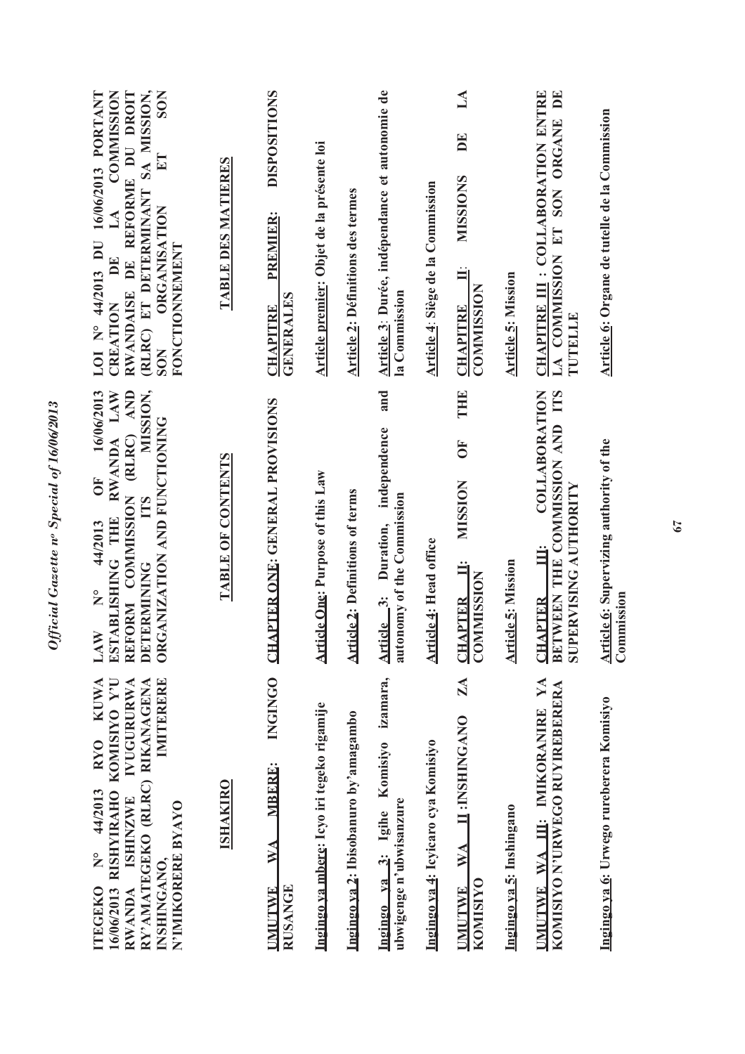**ITEGEKO N° 44/2013 RYO KUWA 16/06/2013 RISHYIRAHO KOMISIYO Y'U RWANDA ISHINZWE IVUGURURWA RY'AMATEGEKO (RLRC) RIKANAGENA INSHINGANO, IMITERERE N'IMIKORERE BYAYO**

**ISHAKIRO**

**UMUTWE WA MBERE: INGINGO RUSANGE**

**Ingingo ya mbere: Icyo iri tegeko rigamije**

**Ingingo ya 2: Ibisobanuro by'amagambo**

**Ingingo ya 3: Igihe Komisiyo izamara, ubwigenge n'ubwisanzure**

**Ingingo ya 4: Icyicaro cya Komisiyo**

**UMUTWE WA II: INSHINGANO ZA KOMISIYO**

**Ingingo ya 5: Inshingano**

**UMUTWE WA III: IMIKORANIRE YA KOMISIYO N'URWEGO RUYIREBERERA**

**Ingingo ya 6: Urwego rureberera Komisiyo**

**LAW N° 44/2013 OF 16/06/2013 ESTABLISHING THE RWANDA LAW REFORM COMMISSION (RLRC) AND DETERMINING ITS MISSION, ORGANIZATION AND FUNCTIONING**

**TABLE OF CONTENTS**

**CHAPTER ONE: GENERAL PROVISIONS**

**Article One: Purpose of this Law**

**Article 2: Definitions of terms**

**Article 3: Duration, independence and autonomy of the Commission**

**Article 4: Head office**

**CHAPTER II: MISSION OF THE COMMISSION**

**Article 5: Mission**

**CHAPTER III: COLLABORATION BETWEEN THE COMMISSION AND ITS SUPERVISING AUTHORITY**

**Article 6: Supervizing authority of the Commission**

**LOI N° 44/2013 DU 16/06/2013 PORTANT CREATION DE LA COMMISSION RWANDAISE DE REFORME DU DROIT (RLRC) ET DETERMINANT SA MISSION, SON ORGANISATION ET SON FONCTIONNEMENT**

**TABLE DES MATIERES**

**CHAPITRE PREMIER: DISPOSITIONS GENERALES**

**Article premier: Objet de la présente loi**

**Article 2: Définitions des termes**

**Article 3: Durée, indépendance et autonomie de la Commission**

**Article 4: Siège de la Commission**

**CHAPITRE II: MISSIONS DE LA COMMISSION**

**Article 5: Mission**

**CHAPITRE III : COLLABORATION ENTRE LA COMMISSION ET SON ORGANE DE TUTELLE**

**Article 6: Organe de tutelle de la Commission**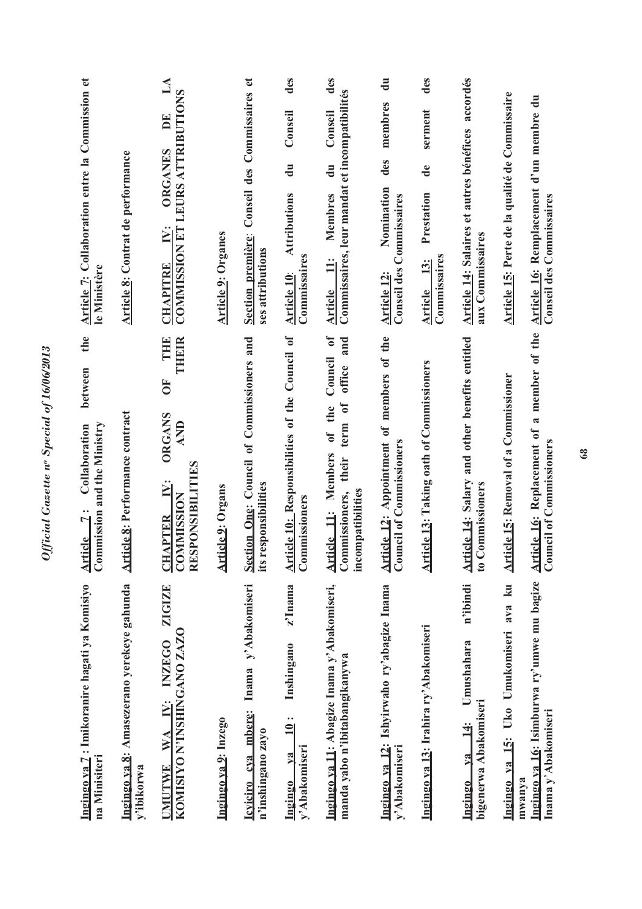**Ingingo ya 7 : Imikoranire hagati ya Komisiyo na Minisiteri**

**Ingingo ya 8: Amasezerano yerekeye gahunda y'ibikorwa**

**UMUTWE WA IV: INZEGO ZIGIZE KOMISIYO N'INSHINGANO ZAZO**

**Ingingo ya 9: Inzego**

**Icyiciro cya mbere: Inama y'Abakomiseri n'inshingano zayo**

**Ingingo ya 10 : Inshingano z'Inama y'Abakomiseri**

**Ingingo ya 11: Abagize Inama y'Abakomiseri, manda yabo n'ibitabangikanywa**

**Ingingo ya 12: Ishyirwaho ry'abagize Inama y'Abakomiseri**

**Ingingo ya 13: Irahira ry'Abakomiseri**

**Ingingo ya 14: Umushahara n'ibindi bigenerwa Abakomiseri**

**Ingingo ya 15: Uko Umukomiseri ava ku mwanya**

**Ingingo ya 16: Isimburwa ry'umwe mu bagize Inama y'Abakomiseri**

**Article 7: Collaboration between the Commission and the Ministry**

**Article 8: Performance contract**

**CHAPTER IV: ORGANS OF THE COMMISSION AND THEIR RESPONSIBILITIES**

**Article 9: Organs**

**Section One: Council of Commissioners and its responsibilities**

**Article 10: Responsibilities of the Council of Commissioners**

**Article 11: Members of the Council of Commissioners, their term of office and incompatibilities**

**Article 12: Appointment of members of the Council of Commissioners**

**Article 13: Taking oath of Commissioners**

**Article 14: Salary and other benefits entitled to Commissioners**

**Article 15: Removal of a Commissioner**

**Article 16: Replacement of a member of the Council of Commissioners**

**Article 7: Collaboration entre la Commission et le Ministère**

**Article 8: Contrat de performance**

**CHAPITRE IV: ORGANES DE LA COMMISSION ET LEURS ATTRIBUTIONS**

**Article 9: Organes**

**Section première: Conseil des Commissaires et ses attributions**

**Article 10: Attributions du Conseil des Commissaires**

**Article 11: Membres du Conseil des Commissaires, leur mandat et incompatibilités**

**Article 12: Nomination des membres du Conseil des Commissaires**

**Article 13: Prestation de serment des Commissaires**

**Article 14: Salaires et autres bénéfices accordés aux Commissaires**

**Article 15: Perte de la qualité de Commissaire**

**Article 16: Remplacement d'un membre du Conseil des Commissaires**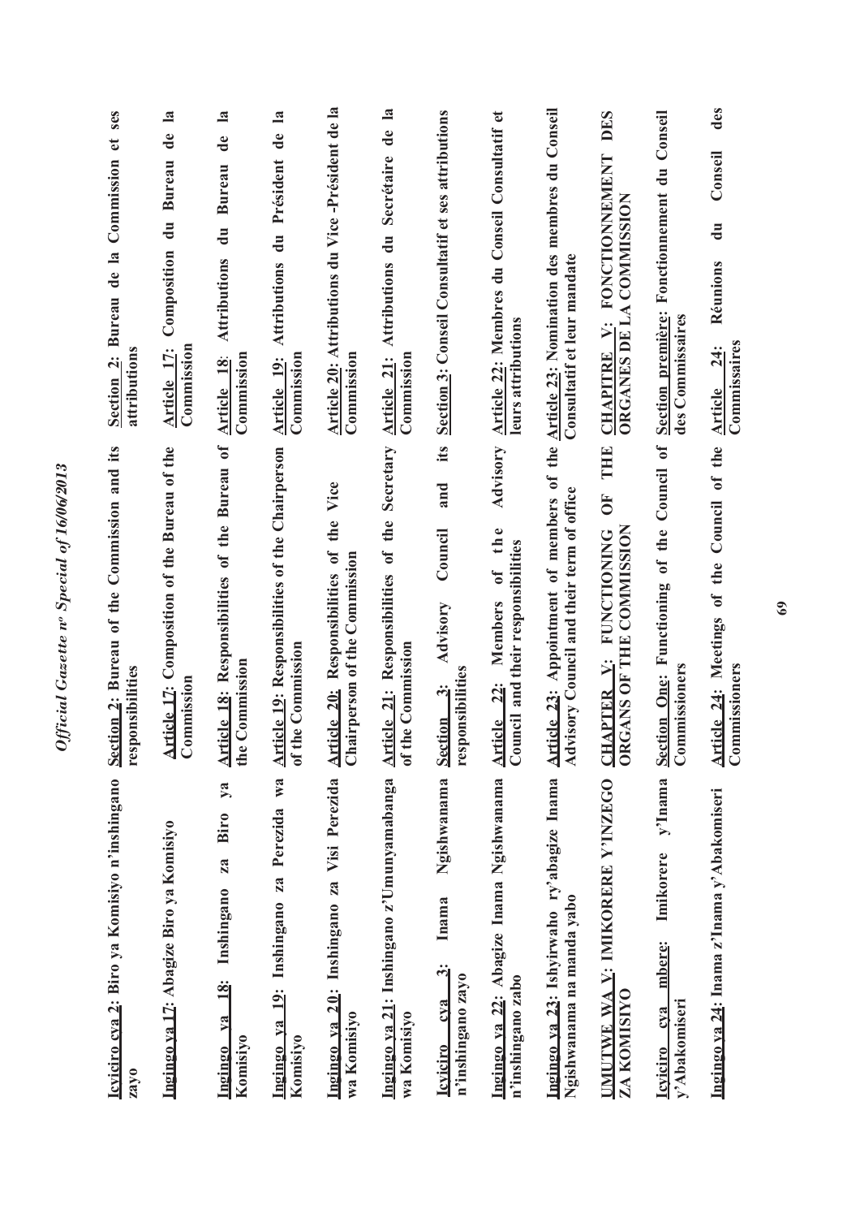| Kinyarwanda | English | Français |
|---|---|---|
| **Icyiciro cya 2: Biro ya Komisiyo n'inshingano zayo** | **Section 2: Bureau of the Commission and its responsibilities** | **Section 2: Bureau de la Commission et ses attributions** |
| **Ingingo ya 17: Abagize Biro ya Komisiyo** | **Article 17: Composition of the Bureau of the Commission** | **Article 17: Composition du Bureau de la Commission** |
| **Ingingo ya 18: Inshingano za Biro ya Komisiyo** | **Article 18: Responsibilities of the Bureau of the Commission** | **Article 18: Attributions du Bureau de la Commission** |
| **Ingingo ya 19: Inshingano za Perezida wa Komisiyo** | **Article 19: Responsibilities of the Chairperson of the Commission** | **Article 19: Attributions du Président de la Commission** |
| **Ingingo ya 20: Inshingano za Visi Perezida wa Komisiyo** | **Article 20: Responsibilities of the Vice Chairperson of the Commission** | **Article 20: Attributions du Vice -Président de la Commission** |
| **Ingingo ya 21: Inshingano z'Umunyamabanga wa Komisiyo** | **Article 21: Responsibilities of the Secretary of the Commission** | **Article 21: Attributions du Secrétaire de la Commission** |
| **Icyiciro cya 3: Inama Ngishwanama n'inshingano zayo** | **Section 3: Advisory Council and its responsibilities** | **Section 3: Conseil Consultatif et ses attributions** |
| **Ingingo ya 22: Abagize Inama Ngishwanama n'inshingano zabo** | **Article 22: Members of the Advisory Council and their responsibilities** | **Article 22: Membres du Conseil Consultatif et leurs attributions** |
| **Ingingo ya 23: Ishyirwaho ry'abagize Inama Ngishwanama na manda yabo** | **Article 23: Appointment of members of the Advisory Council and their term of office** | **Article 23: Nomination des membres du Conseil Consultatif et leur mandate** |
| **UMUTWE WA V: IMIKORERE Y'INZEGO ZA KOMISIYO** | **CHAPTER V: FUNCTIONING OF THE ORGANS OF THE COMMISSION** | **CHAPITRE V: FONCTIONNEMENT DES ORGANES DE LA COMMISSION** |
| **Icyiciro cya mbere: Imikorere y'Inama y'Abakomiseri** | **Section One: Functioning of the Council of Commissioners** | **Section première: Fonctionnement du Conseil des Commissaires** |
| **Ingingo ya 24: Inama z'Inama y'Abakomiseri** | **Article 24: Meetings of the Council of the Commissioners** | **Article 24: Réunions du Conseil des Commissaires** |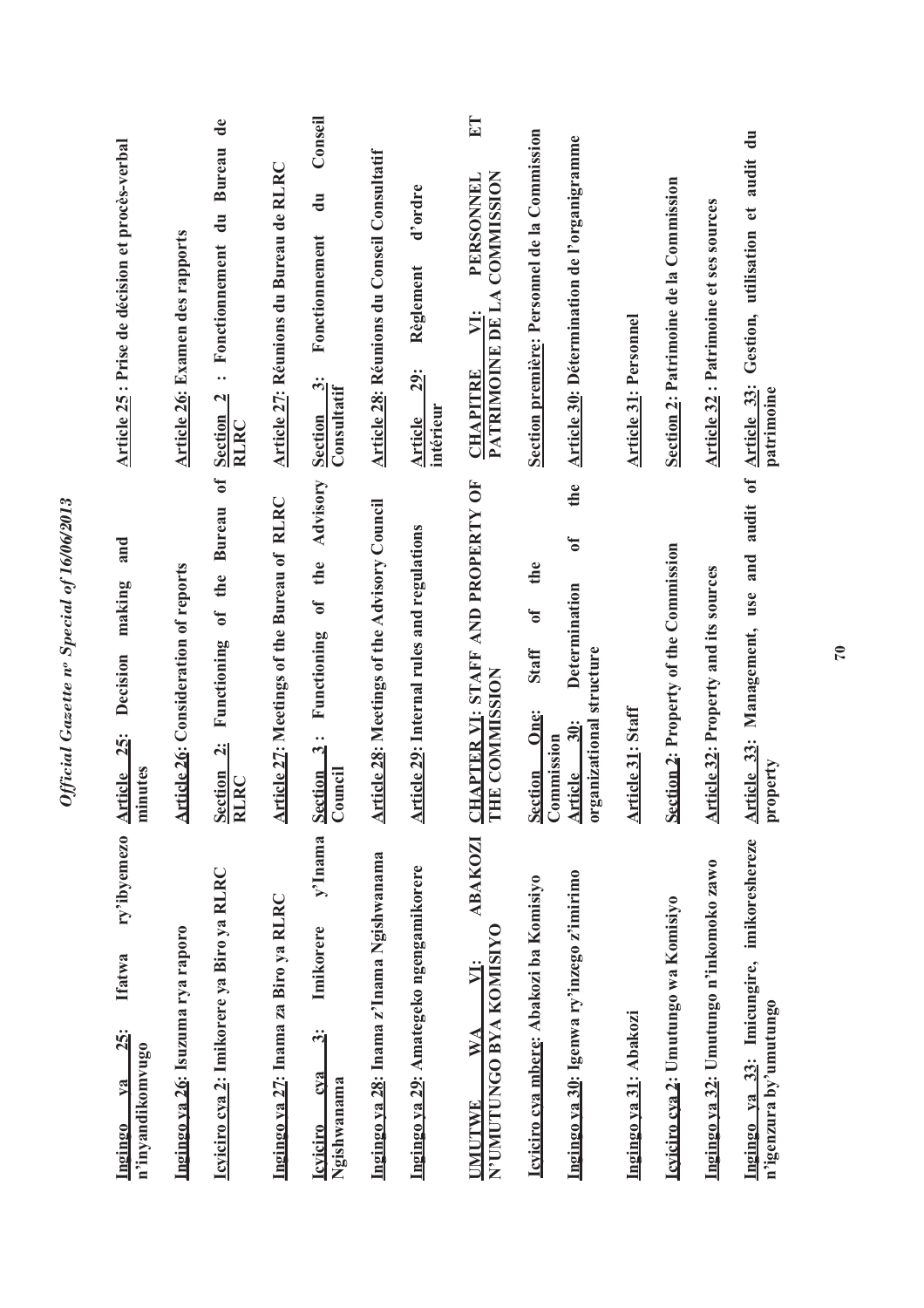| | | |
|---|---|---|
| **Ingingo ya 25: Ifatwa ry'ibyemezo n'inyandikomvugo** | **Article 25: Decision making and minutes** | **Article 25 : Prise de décision et procès-verbal** |
| **Ingingo ya 26: Isuzuma rya raporo** | **Article 26: Consideration of reports** | **Article 26: Examen des rapports** |
| **Icyiciro cya 2: Imikorere ya Biro ya RLRC** | **Section 2: Functioning of the Bureau of RLRC** | **Section 2 : Fonctionnement du Bureau de RLRC** |
| **Ingingo ya 27: Inama za Biro ya RLRC** | **Article 27: Meetings of the Bureau of RLRC** | **Article 27: Réunions du Bureau de RLRC** |
| **Icyiciro cya 3: Imikorere y'Inama Ngishwanama** | **Section 3 : Functioning of the Advisory Council** | **Section 3: Fonctionnement du Conseil Consultatif** |
| **Ingingo ya 28: Inama z'Inama Ngishwanama** | **Article 28: Meetings of the Advisory Council** | **Article 28: Réunions du Conseil Consultatif** |
| **Ingingo ya 29: Amategeko ngengamikorere** | **Article 29: Internal rules and regulations** | **Article 29: Règlement d'ordre intérieur** |
| **UMUTWE WA VI: ABAKOZI N'UMUTUNGO BYA KOMISIYO** | **CHAPTER VI: STAFF AND PROPERTY OF THE COMMISSION** | **CHAPITRE VI: PERSONNEL ET PATRIMOINE DE LA COMMISSION** |
| **Icyiciro cya mbere: Abakozi ba Komisiyo** | **Section One: Staff of the Commission** | **Section première: Personnel de la Commission** |
| **Ingingo ya 30: Igenwa ry'inzego z'imirimo** | **Article 30: Determination of the organizational structure** | **Article 30: Détermination de l'organigramme** |
| **Ingingo ya 31: Abakozi** | **Article 31: Staff** | **Article 31: Personnel** |
| **Icyiciro cya 2: Umutungo wa Komisiyo** | **Section 2: Property of the Commission** | **Section 2: Patrimoine de la Commission** |
| **Ingingo ya 32: Umutungo n'inkomoko zawo** | **Article 32: Property and its sources** | **Article 32 : Patrimoine et ses sources** |
| **Ingingo ya 33: Imicungire, imikoreshereze n'igenzura by'umutungo** | **Article 33: Management, use and audit of property** | **Article 33: Gestion, utilisation et audit du patrimoine** |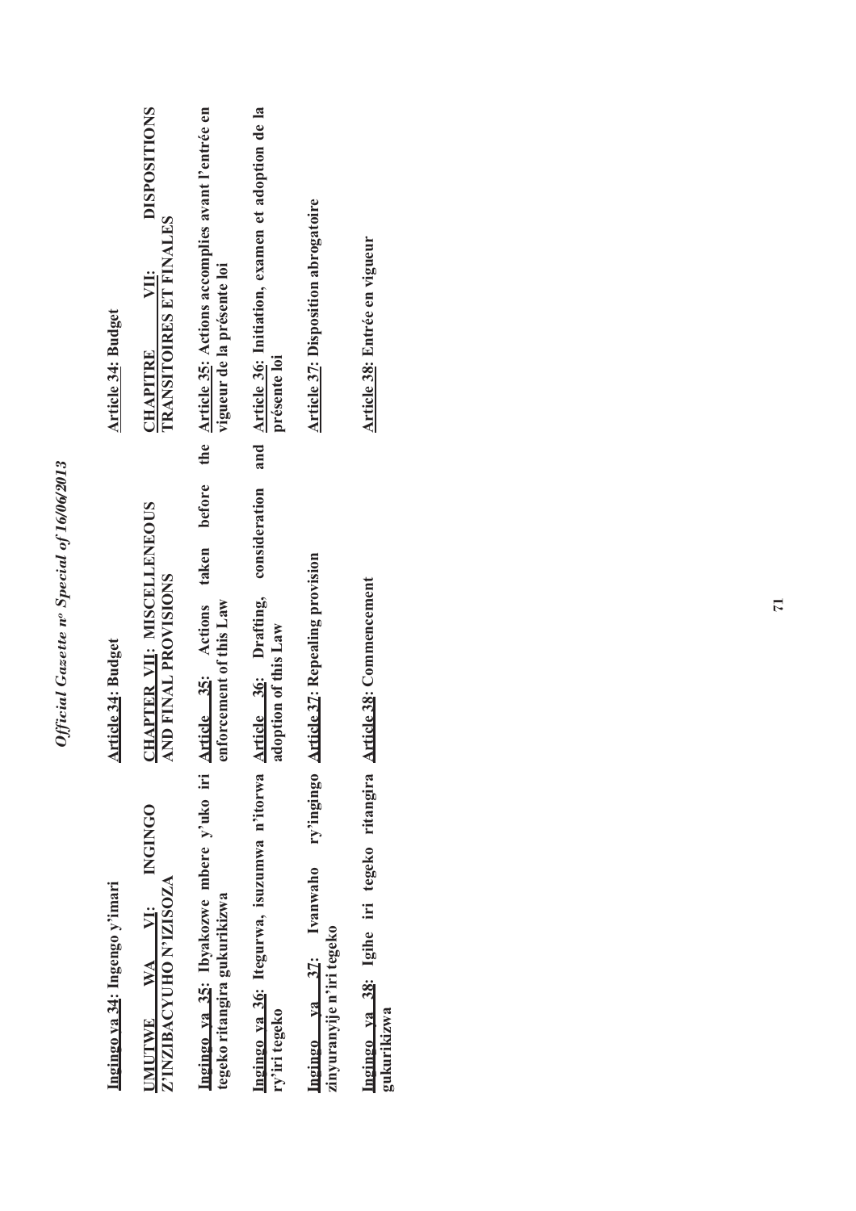| Kinyarwanda | English | Français |
|---|---|---|
| **Ingingo ya 34: Ingengo y'imari** | **Article 34: Budget** | **Article 34: Budget** |
| **UMUTWE WA VI: INGINGO Z'INZIBACYUHO N'IZISOZA** | **CHAPTER VII: MISCELLENEOUS AND FINAL PROVISIONS** | **CHAPITRE VII: DISPOSITIONS TRANSITOIRES ET FINALES** |
| **Ingingo ya 35: Ibyakozwe mbere y'uko iri tegeko ritangira gukurikizwa** | **Article 35: Actions taken before the enforcement of this Law** | **Article 35: Actions accomplies avant l'entrée en vigueur de la présente loi** |
| **Ingingo ya 36: Itegurwa, isuzumwa n'itorwa ry'iri tegeko** | **Article 36: Drafting, consideration and adoption of this Law** | **Article 36: Initiation, examen et adoption de la présente loi** |
| **Ingingo ya 37: Ivanwaho ry'ingingo zinyuranyije n'iri tegeko** | **Article 37: Repealing provision** | **Article 37: Disposition abrogatoire** |
| **Ingingo ya 38: Igihe iri tegeko ritangira gukurikizwa** | **Article 38: Commencement** | **Article 38: Entrée en vigueur** |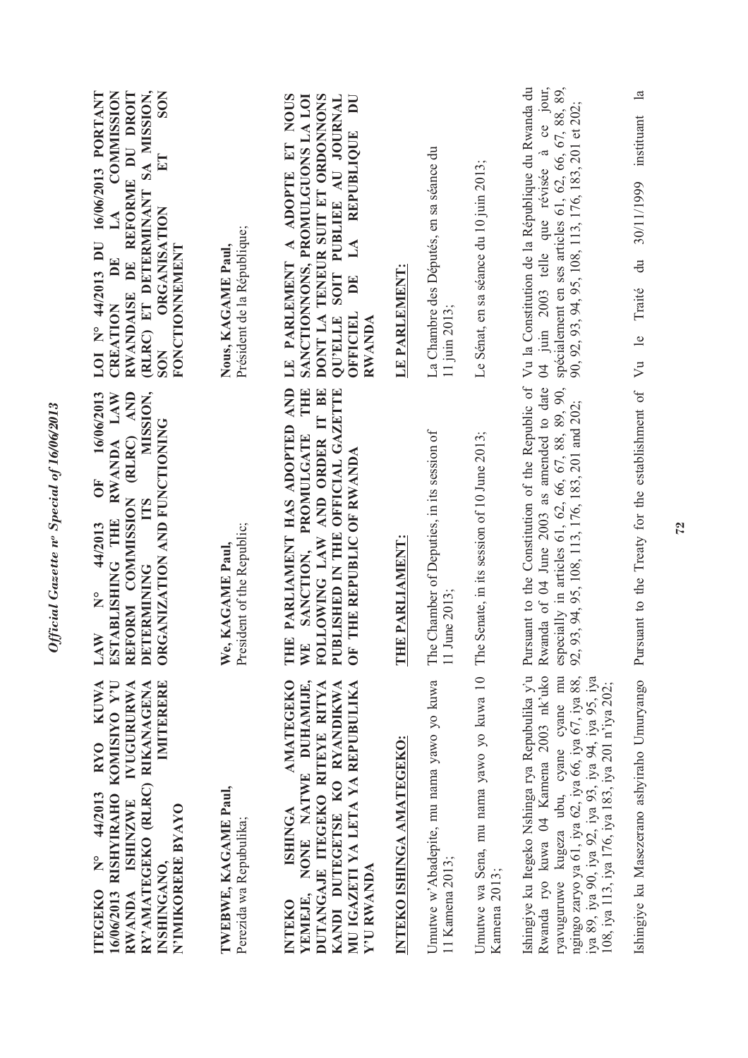**ITEGEKO N° 44/2013 RYO KUWA 16/06/2013 RISHYIRAHO KOMISIYO Y'U RWANDA ISHINZWE IVUGURURWA RY'AMATEGEKO (RLRC) RIKANAGENA INSHINGANO, IMITERERE N'IMIKORERE BYAYO**

**TWEBWE, KAGAME Paul,**
Perezida wa Repubulika;

**INTEKO ISHINGA AMATEGEKO YEMEJE, NONE NATWE DUHAMIJE, DUTANGAJE ITEGEKO RITEYE RITYA KANDI DUTEGETSE KO RYANDIKWA MU IGAZETI YA LETA YA REPUBULIKA Y'U RWANDA**

**INTEKO ISHINGA AMATEGEKO:**

Umutwe w'Abadepite, mu nama yawo yo kuwa 11 Kamena 2013;

Umutwe wa Sena, mu nama yawo yo kuwa 10 Kamena 2013;

Ishingiye ku Itegeko Nshinga rya Repubulika y'u Rwanda ryo kuwa 04 Kamena 2003 nk'uko ryavuguruwe kugeza ubu, cyane cyane mu ngingo zaryo ya 61, iya 62, iya 66, iya 67, iya 88, iya 89, iya 90, iya 92, iya 93, iya 94, iya 95, iya 108, iya 113, iya 176, iya 183, iya 201 n'iya 202;

Ishingiye ku Masezerano ashyiraho Umuryango

**LAW N° 44/2013 OF 16/06/2013 ESTABLISHING THE RWANDA LAW REFORM COMMISSION (RLRC) AND DETERMINING ITS MISSION, ORGANIZATION AND FUNCTIONING**

**We, KAGAME Paul,**
President of the Republic;

**THE PARLIAMENT HAS ADOPTED AND WE SANCTION, PROMULGATE THE FOLLOWING LAW AND ORDER IT BE PUBLISHED IN THE OFFICIAL GAZETTE OF THE REPUBLIC OF RWANDA**

**THE PARLIAMENT:**

The Chamber of Deputies, in its session of 11 June 2013;

The Senate, in its session of 10 June 2013;

Pursuant to the Constitution of the Republic of Rwanda of 04 June 2003 as amended to date especially in articles 61, 62, 66, 67, 88, 89, 90, 92, 93, 94, 95, 108, 113, 176, 183, 201 and 202;

Pursuant to the Treaty for the establishment of

**LOI N° 44/2013 DU 16/06/2013 PORTANT CREATION DE LA COMMISSION RWANDAISE DE REFORME DU DROIT (RLRC) ET DETERMINANT SA MISSION, SON ORGANISATION ET SON FONCTIONNEMENT**

**Nous, KAGAME Paul,**
Président de la République;

**LE PARLEMENT A ADOPTE ET NOUS SANCTIONNONS, PROMULGUONS LA LOI DONT LA TENEUR SUIT ET ORDONNONS QU'ELLE SOIT PUBLIEE AU JOURNAL OFFICIEL DE LA REPUBLIQUE DU RWANDA**

**LE PARLEMENT:**

La Chambre des Députés, en sa séance du 11 juin 2013;

Le Sénat, en sa séance du 10 juin 2013;

Vu la Constitution de la République du Rwanda du 04 juin 2003 telle que révisée à ce jour, spécialement en ses articles 61, 62, 66, 67, 88, 89, 90, 92, 93, 94, 95, 108, 113, 176, 183, 201 et 202;

Vu le Traité du 30/11/1999 instituant la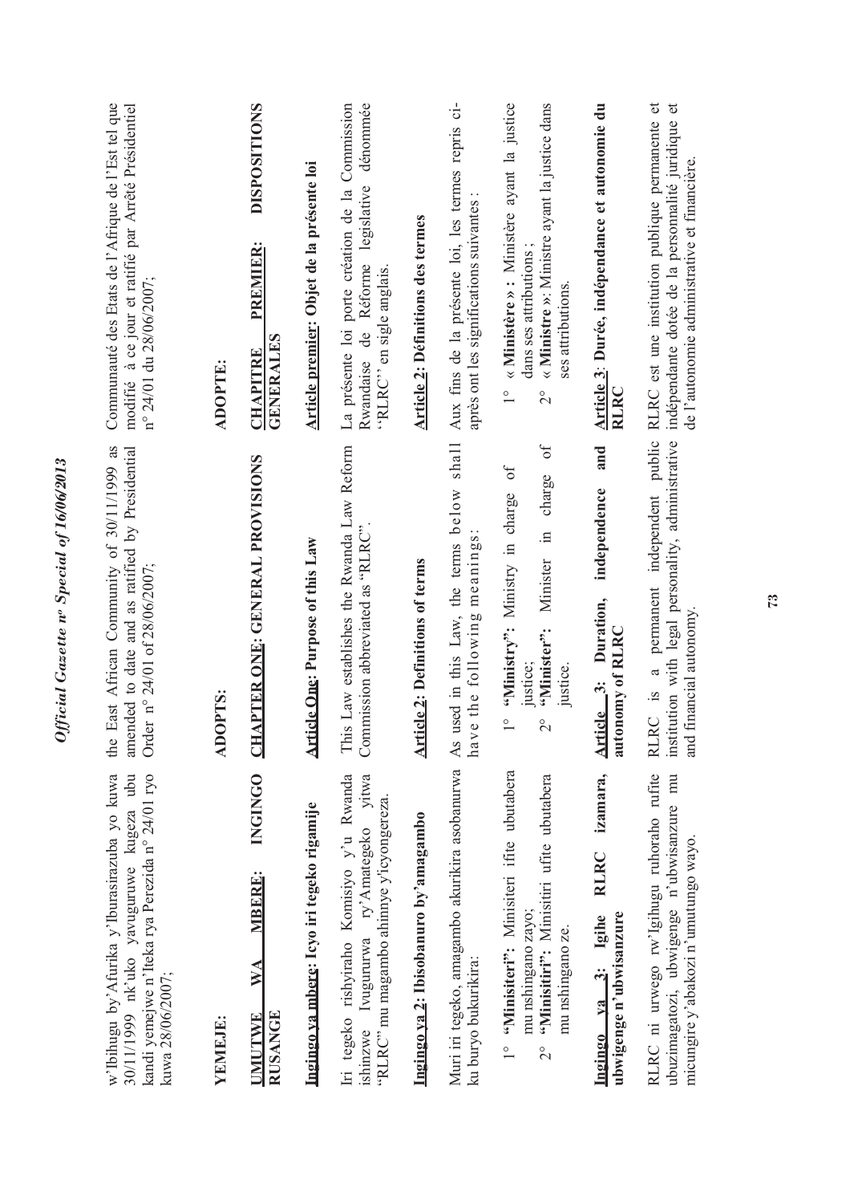w'Ibihugu by'Afurika y'Iburasirazuba yo kuwa 30/11/1999 nk'uko yavuguruwe kugeza ubu kandi yemejwe n'Iteka rya Perezida n° 24/01 ryo kuwa 28/06/2007;

**YEMEJE:**

**UMUTWE WA MBERE: INGINGO RUSANGE**

**Ingingo ya mbere: Icyo iri tegeko rigamije**

Iri tegeko rishyiraho Komisiyo y'u Rwanda ishinzwe Ivugururwa ry'Amategeko yitwa "RLRC" mu magambo ahinnye y'icyongereza.

**Ingingo ya 2: Ibisobanuro by'amagambo**

Muri iri tegeko, amagambo akurikira asobanurwa ku buryo bukurikira:

1° **"Minisiteri":** Minisiteri ifite ubutabera mu nshingano zayo;
2° **"Minisitiri":** Minisitiri ufite ubutabera mu nshingano ze.

**Ingingo ya 3: Igihe RLRC izamara, ubwigenge n'ubwisanzure**

RLRC ni urwego rw'Igihugu ruhoraho rufite ubuzimagatozi, ubwigenge n'ubwisanzure mu micungire y'abakozi n'umutungo wayo.

---

the East African Community of 30/11/1999 as amended to date and as ratified by Presidential Order n° 24/01 of 28/06/2007;

**ADOPTS:**

**CHAPTER ONE: GENERAL PROVISIONS**

**Article One: Purpose of this Law**

This Law establishes the Rwanda Law Reform Commission abbreviated as "RLRC".

**Article 2: Definitions of terms**

As used in this Law, the terms below shall have the following meanings:

1° **"Ministry":** Ministry in charge of justice;
2° **"Minister":** Minister in charge of justice.

**Article 3: Duration, independence and autonomy of RLRC**

RLRC is a permanent independent public institution with legal personality, administrative and financial autonomy.

---

Communauté des Etats de l'Afrique de l'Est tel que modifié à ce jour et ratifié par Arrêté Présidentiel n° 24/01 du 28/06/2007;

**ADOPTE:**

**CHAPITRE PREMIER: DISPOSITIONS GENERALES**

**Article premier: Objet de la présente loi**

La présente loi porte création de la Commission Rwandaise de Réforme législative dénommée "RLRC" en sigle anglais.

**Article 2: Définitions des termes**

Aux fins de la présente loi, les termes repris ci-après ont les significations suivantes :

1° « **Ministère** » **:** Ministère ayant la justice dans ses attributions ;
2° « **Ministre** »**:** Ministre ayant la justice dans ses attributions.

**Article 3: Durée, indépendance et autonomie du RLRC**

RLRC est une institution publique permanente et indépendante dotée de la personnalité juridique et de l'autonomie administrative et financière.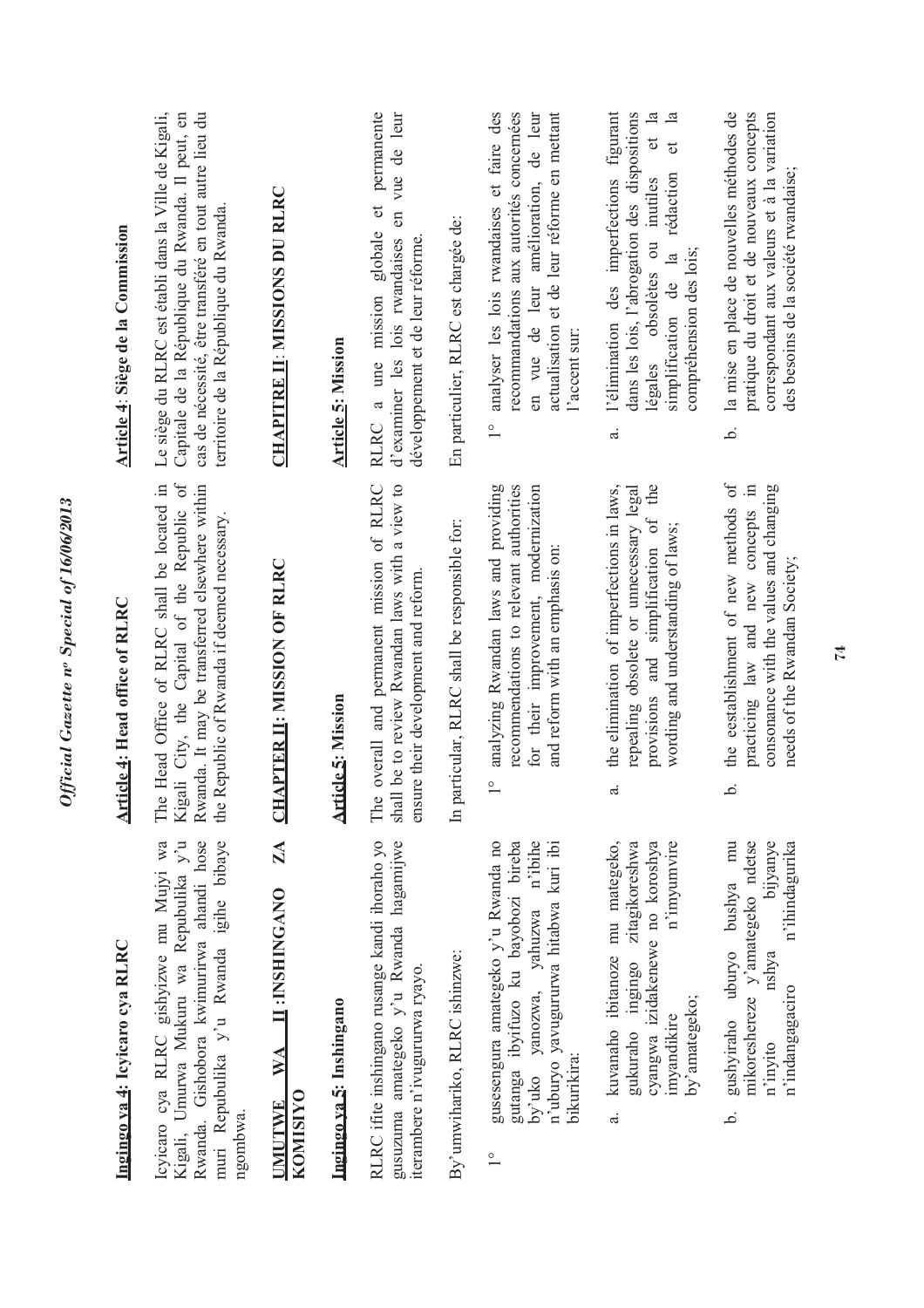**Ingingo ya 4: Icyicaro cya RLRC**

Icyicaro cya RLRC gishyizwe mu Mujyi wa Kigali, Umurwa Mukuru wa Repubulika y'u Rwanda. Gishobora kwimurirwa ahandi hose muri Repubulika y'u Rwanda igihe bibaye ngombwa.

**UMUTWE WA II: INSHINGANO ZA KOMISIYO**

**Ingingo ya 5: Inshingano**

RLRC ifite inshingano rusange kandi ihoraho yo gusuzuma amategeko y'u Rwanda hagamijwe iterambere n'ivugururwa ryayo.

By'umwihariko, RLRC ishinzwe:

1° gusesengura amategeko y'u Rwanda no gutanga ibyifuzo ku bayobozi bireba by'uko yanozwa, yahuzwa n'ibihe n'uburyo yavugururwa hitabwa kuri ibi bikurikira:

a. kuvanaho ibitanoze mu mategeko, gukuraho ingingo zitagikoreshwa cyangwa izidakenewe no koroshya imyandikire n'imyumvire by'amategeko;

b. gushyiraho uburyo bushya mu mikoreshereze y'amategeko ndetse n'inyito nshya bijyanye n'indangagaciro n'ihindagurika

**Article 4: Head office of RLRC**

The Head Office of RLRC shall be located in Kigali City, the Capital of the Republic of Rwanda. It may be transferred elsewhere within the Republic of Rwanda if deemed necessary.

**CHAPTER II: MISSION OF RLRC**

**Article 5: Mission**

The overall and permanent mission of RLRC shall be to review Rwandan laws with a view to ensure their development and reform.

In particular, RLRC shall be responsible for:

1° analyzing Rwandan laws and providing recommendations to relevant authorities for their improvement, modernization and reform with an emphasis on:

a. the elimination of imperfections in laws, repealing obsolete or unnecessary legal provisions and simplification of the wording and understanding of laws;

b. the eestablishment of new methods of practicing law and new concepts in consonance with the values and changing needs of the Rwandan Society;

**Article 4: Siège de la Commission**

Le siège du RLRC est établi dans la Ville de Kigali, Capitale de la République du Rwanda. Il peut, en cas de nécessité, être transféré en tout autre lieu du territoire de la République du Rwanda.

**CHAPITRE II: MISSIONS DU RLRC**

**Article 5: Mission**

RLRC a une mission globale et permanente d'examiner les lois rwandaises en vue de leur développement et de leur réforme.

En particulier, RLRC est chargée de:

1° analyser les lois rwandaises et faire des recommandations aux autorités concernées en vue de leur amélioration, de leur actualisation et de leur réforme en mettant l'accent sur:

a. l'élimination des imperfections figurant dans les lois, l'abrogation des dispositions légales obsolètes ou inutiles et la simplification de la rédaction et la compréhension des lois;

b. la mise en place de nouvelles méthodes de pratique du droit et de nouveaux concepts correspondant aux valeurs et à la variation des besoins de la société rwandaise;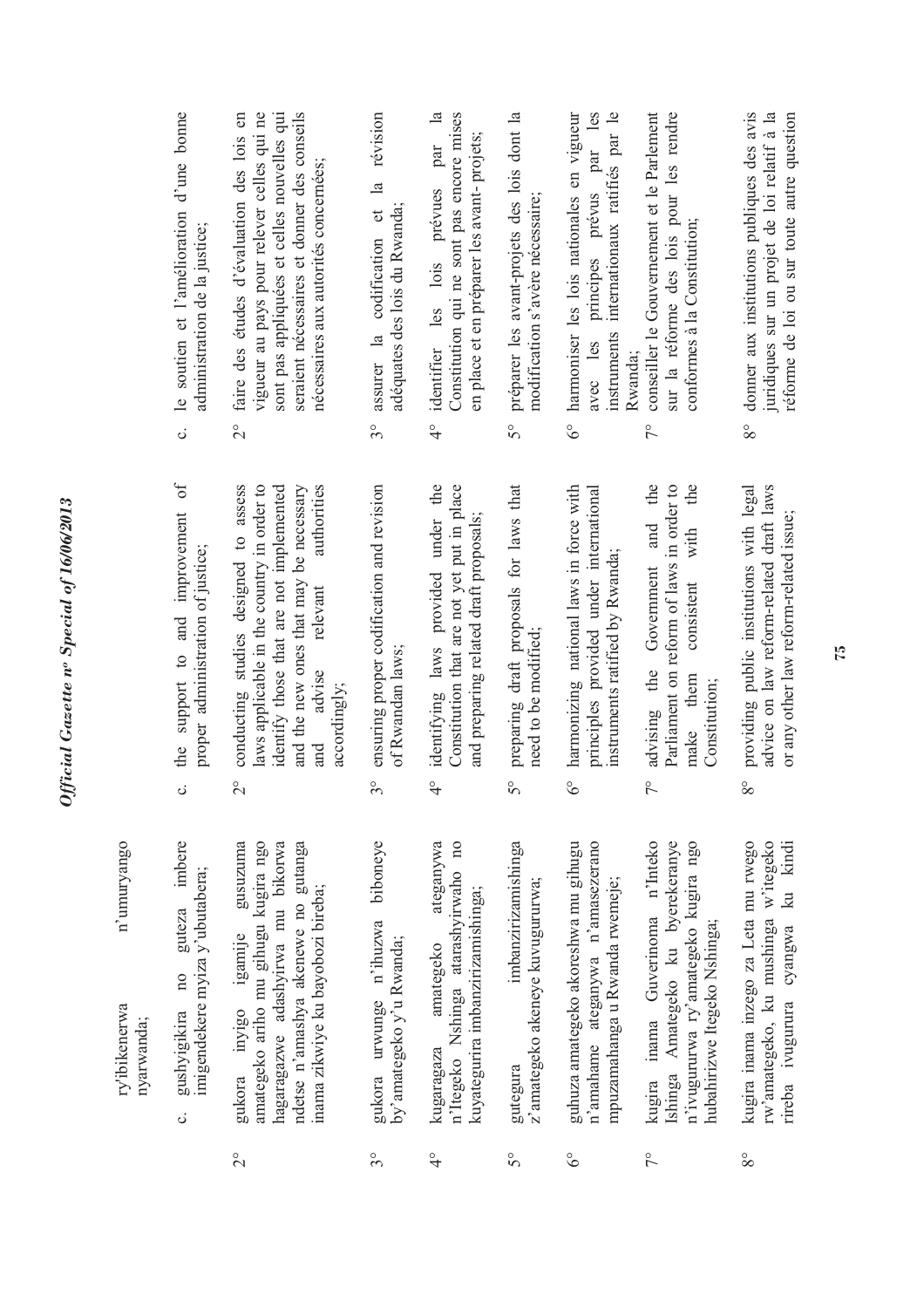ry'ibikenerwa n'umuryango nyarwanda;

c. gushyigikira no guteza imbere imigendekere myiza y'ubutabera;

2° gukora inyigo igamije gusuzuma amategeko ariho mu gihugu kugira ngo hagaragazwe adashyirwa mu bikorwa ndetse n'amashya akenewe no gutanga inama zikwiye ku bayobozi bireba;

3° gukora urwunge n'ihuzwa biboneye by'amategeko y'u Rwanda;

4° kugaragaza amategeko ateganywa n'Itegeko Nshinga atarashyirwaho no kuyategurira imbanzirizamishinga;

5° gutegura imbanzirizamishinga z'amategeko akeneye kuvugururwa;

6° guhuza amategeko akoreshwa mu gihugu n'amahame ateganywa n'amasezerano mpuzamahanga u Rwanda rwemeje;

7° kugira inama Guverinoma n'Inteko Ishinga Amategeko ku byerekeranye n'ivugururwa ry'amategeko kugira ngo hubahirizwe Itegeko Nshinga;

8° kugira inama inzego za Leta mu rwego rw'amategeko, ku mushinga w'itegeko rireba ivugurura cyangwa ku kindi

c. the support to and improvement of proper administration of justice;

2° conducting studies designed to assess laws applicable in the country in order to identify those that are not implemented and the new ones that may be necessary and advise relevant authorities accordingly;

3° ensuring proper codification and revision of Rwandan laws;

4° identifying laws provided under the Constitution that are not yet put in place and preparing related draft proposals;

5° preparing draft proposals for laws that need to be modified;

6° harmonizing national laws in force with principles provided under international instruments ratified by Rwanda;

7° advising the Government and the Parliament on reform of laws in order to make them consistent with the Constitution;

8° providing public institutions with legal advice on law reform-related draft laws or any other law reform-related issue;

c. le soutien et l'amélioration d'une bonne administration de la justice;

2° faire des études d'évaluation des lois en vigueur au pays pour relever celles qui ne sont pas appliquées et celles nouvelles qui seraient nécessaires et donner des conseils nécessaires aux autorités concernées;

3° assurer la codification et la révision adéquates des lois du Rwanda;

4° identifier les lois prévues par la Constitution qui ne sont pas encore mises en place et en préparer les avant- projets;

5° préparer les avant-projets des lois dont la modification s'avère nécessaire;

6° harmoniser les lois nationales en vigueur avec les principes prévus par les instruments internationaux ratifiés par le Rwanda;

7° conseiller le Gouvernement et le Parlement sur la réforme des lois pour les rendre conformes à la Constitution;

8° donner aux institutions publiques des avis juridiques sur un projet de loi relatif à la réforme de loi ou sur toute autre question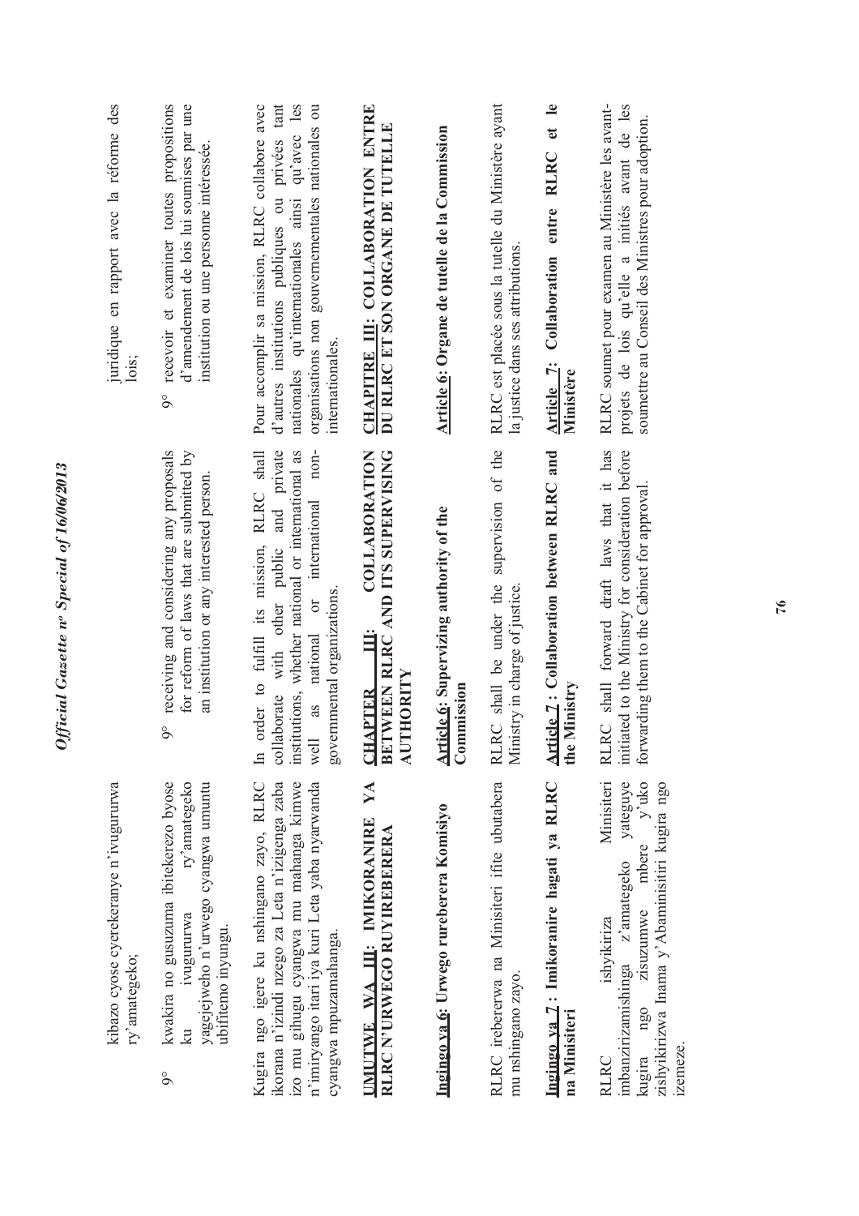kibazo cyose cyerekeranye n'ivugururwa ry'amategeko;

9° kwakira no gusuzuma ibitekerezo byose ku ivugururwa ry'amategeko yagejejweho n'urwego cyangwa umuntu ubifitemo inyungu.

Kugira ngo igere ku nshingano zayo, RLRC ikorana n'izindi nzego za Leta n'izigenga zaba izo mu gihugu cyangwa mu mahanga kimwe n'imiryango itari iya kuri Leta yaba nyarwanda cyangwa mpuzamahanga.

**UMUTWE WA III: IMIKORANIRE YA RLRC N'URWEGO RUYIREBERERA**

**Ingingo ya 6: Urwego rureberera Komisiyo**

RLRC irebererwa na Minisiteri ifite ubutabera mu nshingano zayo.

**Ingingo ya 7: Imikoranire hagati ya RLRC na Minisiteri**

RLRC ishyikiriza Minisiteri imbanzirizamishinga z'amategeko yateguye kugira ngo zisuzumwe mbere y'uko zishyikirizwa Inama y'Abaminisitiri kugira ngo izemeze.

9° receiving and considering any proposals for reform of laws that are submitted by an institution or any interested person.

In order to fulfill its mission, RLRC shall collaborate with other public and private institutions, whether national or international as well as national or international non-governmental organizations.

**CHAPTER III: COLLABORATION BETWEEN RLRC AND ITS SUPERVISING AUTHORITY**

**Article 6: Supervizing authority of the Commission**

RLRC shall be under the supervision of the Ministry in charge of justice.

**Article 7: Collaboration between RLRC and the Ministry**

RLRC shall forward draft laws that it has initiated to the Ministry for consideration before forwarding them to the Cabinet for approval.

juridique en rapport avec la réforme des lois;

9° recevoir et examiner toutes propositions d'amendement de lois lui soumises par une institution ou une personne intéressée.

Pour accomplir sa mission, RLRC collabore avec d'autres institutions publiques ou privées tant nationales qu'internationales ainsi qu'avec les organisations non gouvernementales nationales ou internationales.

**CHAPITRE III: COLLABORATION ENTRE DU RLRC ET SON ORGANE DE TUTELLE**

**Article 6: Organe de tutelle de la Commission**

RLRC est placée sous la tutelle du Ministère ayant la justice dans ses attributions.

**Article 7: Collaboration entre RLRC et le Ministère**

RLRC soumet pour examen au Ministère les avant-projets de lois qu'elle a initiés avant de les soumettre au Conseil des Ministres pour adoption.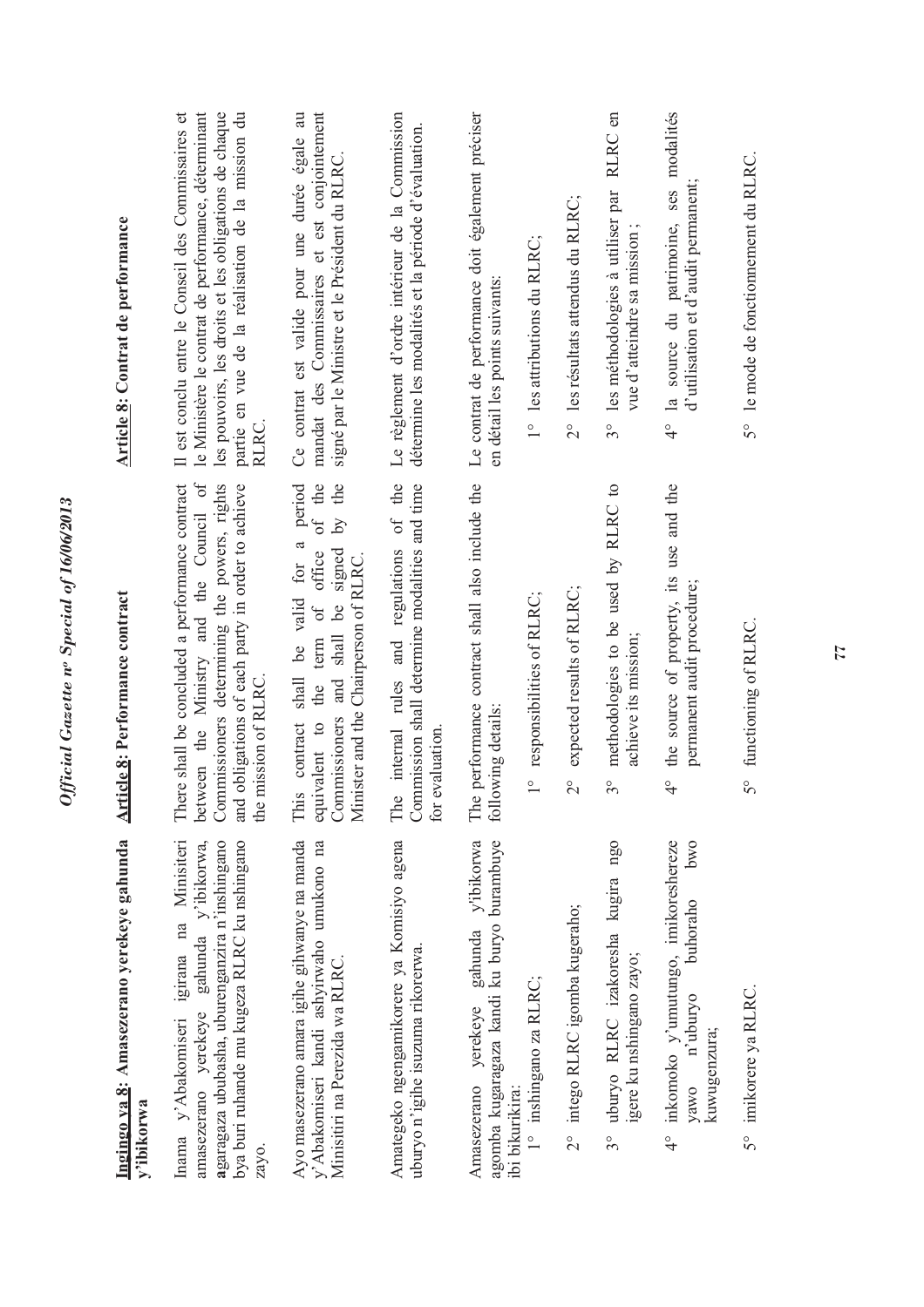**Ingingo ya 8: Amasezerano yerekeye gahunda y'ibikorwa**

Inama y'Abakomiseri igirana na Minisiteri amasezerano yerekeye gahunda y'ibikorwa, agaragaza ububasha, uburenganzira n'inshingano bya buri ruhande mu kugeza RLRC ku nshingano zayo.

Ayo masezerano amara igihe gihwanye na manda y'Abakomiseri kandi ashyirwaho umukono na Minisitiri na Perezida wa RLRC.

Amategeko ngengamikorere ya Komisiyo agena uburyo n'igihe isuzuma rikorerwa.

Amasezerano yerekeye gahunda y'ibikorwa agomba kugaragaza kandi ku buryo burambuye ibi bikurikira:

1° inshingano za RLRC;

2° intego RLRC igomba kugeraho;

3° uburyo RLRC izakoresha kugira ngo igere ku nshingano zayo;

4° inkomoko y'umutungo, imikoreshereze yawo n'uburyo bwo kuwugenzura buhoraho;

5° imikorere ya RLRC.

**Article 8: Performance contract**

There shall be concluded a performance contract between the Ministry and the Council of Commissioners determining the powers, rights and obligations of each party in order to achieve the mission of RLRC.

This contract shall be valid for a period equivalent to the term of office of the Commissioners and shall be signed by the Minister and the Chairperson of RLRC.

The internal rules and regulations of the Commission shall determine modalities and time for evaluation.

The performance contract shall also include the following details:

1° responsibilities of RLRC;

2° expected results of RLRC;

3° methodologies to be used by RLRC to achieve its mission;

4° the source of property, its use and the permanent audit procedure;

5° functioning of RLRC.

**Article 8: Contrat de performance**

Il est conclu entre le Conseil des Commissaires et le Ministère le contrat de performance, déterminant les pouvoirs, les droits et les obligations de chaque partie en vue de la réalisation de la mission du RLRC.

Ce contrat est valide pour une durée égale au mandat des Commissaires et est conjointement signé par le Ministre et le Président du RLRC.

Le règlement d'ordre intérieur de la Commission détermine les modalités et la période d'évaluation.

Le contrat de performance doit également préciser en détail les points suivants:

1° les attributions du RLRC;

2° les résultats attendus du RLRC;

3° les méthodologies à utiliser par RLRC en vue d'atteindre sa mission ;

4° la source du patrimoine, ses modalités d'utilisation et d'audit permanent;

5° le mode de fonctionnement du RLRC.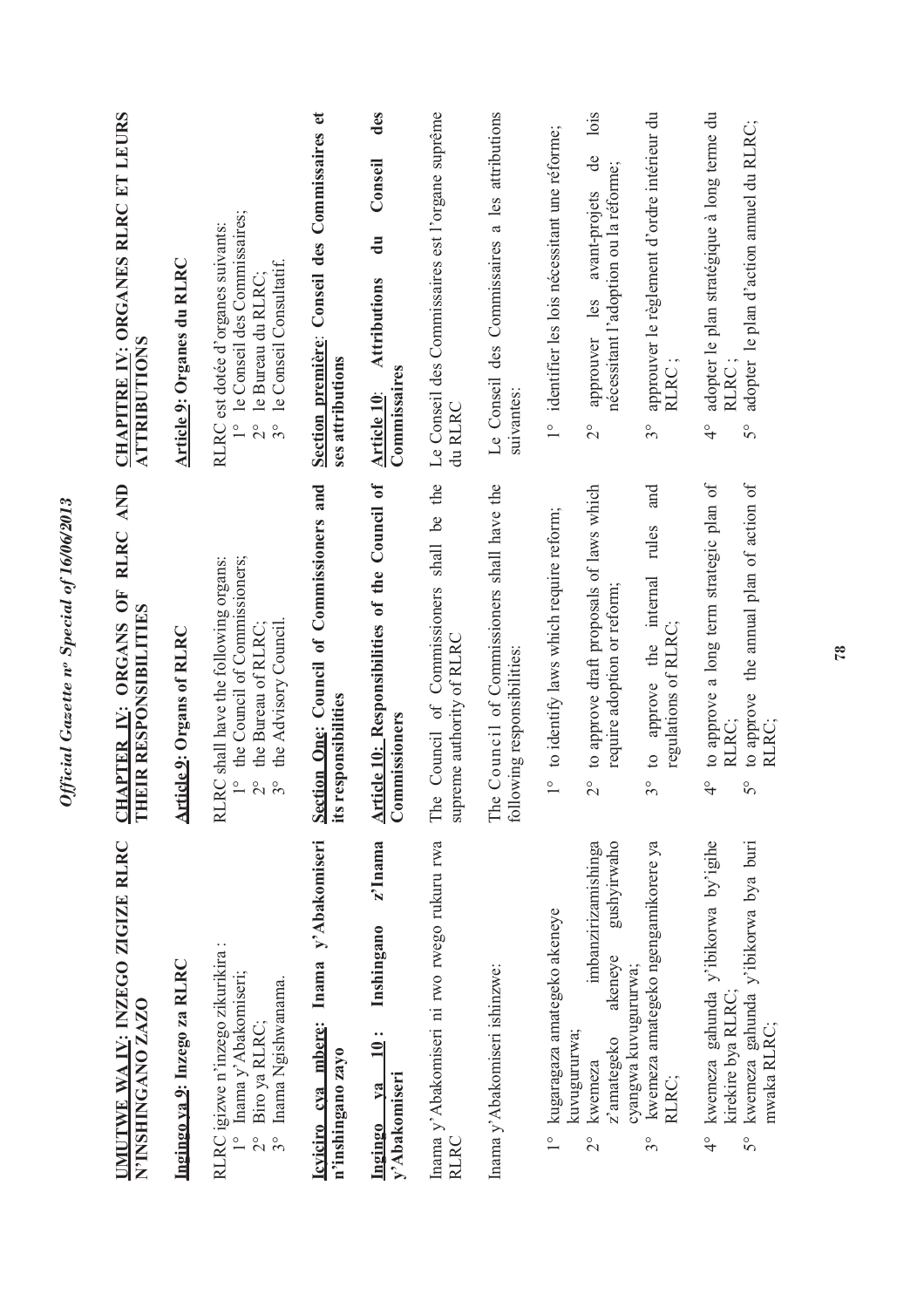**UMUTWE WA IV: INZEGO ZIGIZE RLRC N'INSHINGANO ZAZO**

**Ingingo ya 9: Inzego za RLRC**

RLRC igizwe n'inzego zikurikira :

1° Inama y'Abakomiseri;
2° Biro ya RLRC;
3° Inama Ngishwanama.

**Icyiciro cya mbere: Inama y'Abakomiseri n'inshingano zayo**

**Ingingo ya 10 : Inshingano z'Inama y'Abakomiseri**

Inama y'Abakomiseri ni rwo rwego rukuru rwa RLRC

Inama y'Abakomiseri ishinzwe:

1° kugaragaza amategeko akeneye kuvugururwa;
2° kwemeza imbanzirizamishinga z'amategeko akeneye gushyirwaho cyangwa kuvugururwa;
3° kwemeza amategeko ngengamikorere ya RLRC;
4° kwemeza gahunda y'ibikorwa by'igihe kirekire bya RLRC;
5° kwemeza gahunda y'ibikorwa bya buri mwaka RLRC;

**CHAPTER IV: ORGANS OF RLRC AND THEIR RESPONSIBILITIES**

**Article 9: Organs of RLRC**

RLRC shall have the following organs:

1° the Council of Commissioners;
2° the Bureau of RLRC;
3° the Advisory Council.

**Section One: Council of Commissioners and its responsibilities**

**Article 10: Responsibilities of the Council of Commissioners**

The Council of Commissioners shall be the supreme authority of RLRC

The Council of Commissioners shall have the following responsibilities:

1° to identify laws which require reform;
2° to approve draft proposals of laws which require adoption or reform;
3° to approve the internal rules and regulations of RLRC;
4° to approve a long term strategic plan of RLRC;
5° to approve the annual plan of action of RLRC;

**CHAPITRE IV: ORGANES RLRC ET LEURS ATTRIBUTIONS**

**Article 9: Organes du RLRC**

RLRC est dotée d'organes suivants:

1° le Conseil des Commissaires;
2° le Bureau du RLRC;
3° le Conseil Consultatif.

**Section première: Conseil des Commissaires et ses attributions**

**Article 10: Attributions du Conseil des Commissaires**

Le Conseil des Commissaires est l'organe suprême du RLRC

Le Conseil des Commissaires a les attributions suivantes:

1° identifier les lois nécessitant une réforme;
2° approuver les avant-projets de lois nécessitant l'adoption ou la réforme;
3° approuver le règlement d'ordre intérieur du RLRC ;
4° adopter le plan stratégique à long terme du RLRC ;
5° adopter le plan d'action annuel du RLRC;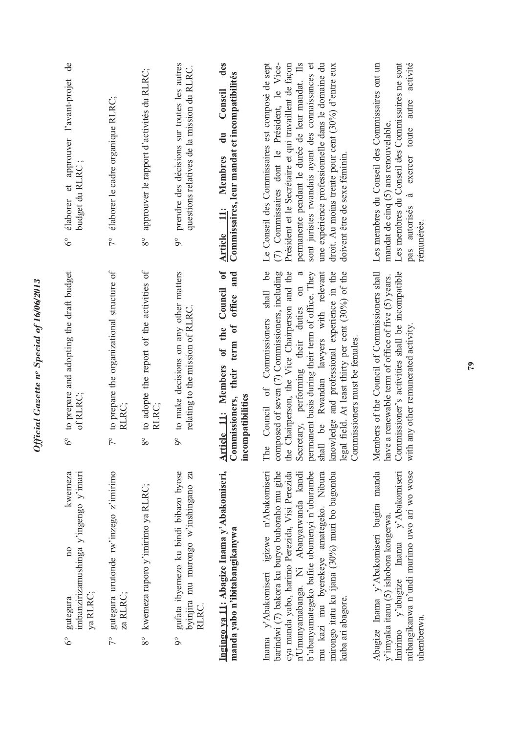6° gutegura no kwemeza imbanzirizamushinga y'ingengo y'imari ya RLRC;

7° gutegura urutonde rw'inzego z'imirimo za RLRC;

8° kwemeza raporo y'imirimo ya RLRC;

9° gufata ibyemezo ku bindi bibazo byose byinjira mu murongo w'inshingano za RLRC.

**Ingingo ya 11: Abagize Inama y'Abakomiseri, manda yabo n'ibitabangikanywa**

Inama y'Abakomiseri igizwe n'Abakomiseri barindwi (7) bakora ku buryo buhoraho mu gihe cya manda yabo, harimo Perezida, Visi Perezida n'Umunyamabanga. Ni Abanyarwanda kandi b'abanyamategeko bafite ubumenyi n'uburambe mu kazi mu byerekeye amategeko. Nibura mirongo itatu ku ijana (30%) muri bo bagomba kuba ari abagore.

Abagize Inama y'Abakomiseri bagira manda y'imyaka itanu (5) ishobora kongerwa.
Imirimo y'abagize Inama y'Abakomiseri ntibangikanwa n'undi murimo uwo ari wo wose uhemberwa.

6° to prepare and adopting the draft budget of RLRC;

7° to prepare the organizational structure of RLRC;

8° to adopte the report of the activities of RLRC;

9° to make decisions on any other matters relating to the mission of RLRC.

**Article 11: Members of the Council of Commissioners, their term of office and incompatibilities**

The Council of Commissioners shall be composed of seven (7) Commissioners, including the Chairperson, the Vice Chairperson and the Secretary, performing their duties on a permanent basis during their term of office. They shall be Rwandan lawyers with relevant knowledge and professional experience in the legal field. At least thirty per cent (30%) of the Commissioners must be females.

Members of the Council of Commissioners shall have a renewable term of office of five (5) years.
Commissioner's activities shall be incompatible with any other remunerated activity.

6° élaborer et approuver l'avant-projet de budget du RLRC ;

7° élaborer le cadre organique RLRC;

8° approuver le rapport d'activités du RLRC;

9° prendre des décisions sur toutes les autres questions relatives de la mission du RLRC.

**Article 11: Membres du Conseil des Commissaires, leur mandat et incompatibilités**

Le Conseil des Commissaires est composé de sept (7) Commissaires dont le Président, le Vice-Président et le Secrétaire et qui travaillent de façon permanente pendant le durée de leur mandat. Ils sont juristes rwandais ayant des connaissances et une expérience professionnelle dans le domaine du droit. Au moins trente pour cent (30%) d'entre eux doivent être de sexe féminin.

Les membres du Conseil des Commissaires ont un mandat de cinq (5) ans renouvelable.
Les membres du Conseil des Commissaires ne sont pas autorisés à exercer toute autre activité rémunérée.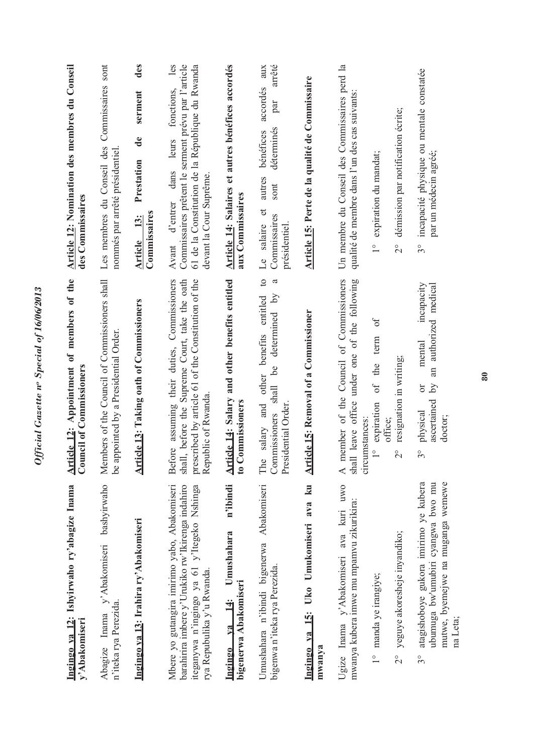**Ingingo ya 12: Ishyirwaho ry'abagize Inama y'Abakomiseri**

Abagize Inama y'Abakomiseri bashyirwaho n'iteka rya Perezida.

**Ingingo ya 13: Irahira ry'Abakomiseri**

Mbere yo gutangira imirimo yabo, Abakomiseri barahirira imbere y'Urukiko rw'Ikirenga indahiro iteganywa n'ingingo ya 61 y'Itegeko Nshinga rya Repubulika y'u Rwanda.

**Ingingo ya 14: Umushahara n'ibindi bigenerwa Abakomiseri**

Umushahara n'ibindi bigenerwa Abakomiseri bigenwa n'iteka rya Perezida.

**Ingingo ya 15: Uko Umukomiseri ava ku mwanya**

Ugize Inama y'Abakomiseri ava kuri uwo mwanya kubera imwe mu mpamvu zikurikira:

1° manda ye irangiye;

2° yeguye akoresheje inyandiko;

3° atagishoboye gukora imirimo ye kubera ubumuga bw'umubiri cyangwa bwo mu mutwe, byemejwe na muganga wemewe na Leta;

**Article 12: Appointment of members of the Council of Commissioners**

Members of the Council of Commissioners shall be appointed by a Presidential Order.

**Article 13: Taking oath of Commissioners**

Before assuming their duties, Commissioners shall, before the Supreme Court, take the oath prescribed by article 61 of the Constitution of the Republic of Rwanda.

**Article 14: Salary and other benefits entitled to Commissioners**

The salary and other benefits entitled to Commissioners shall be determined by a Presidential Order.

**Article 15: Removal of a Commissioner**

A member of the Council of Commissioners shall leave office under one of the following circumstances:

1° expiration of the term of office;

2° resignation in writing;

3° physical or mental incapacity ascertained by an authorized medical doctor;

**Article 12: Nomination des membres du Conseil des Commissaires**

Les membres du Conseil des Commissaires sont nommés par arrêté présidentiel.

**Article 13: Prestation de serment des Commissaires**

Avant d'entrer dans leurs fonctions, les Commissaires prêtent le serment prévu par l'article 61 de la Constitution de la République du Rwanda devant la Cour Suprême.

**Article 14: Salaires et autres bénéfices accordés aux Commissaires**

Le salaire et autres bénéfices accordés aux Commissaires sont déterminés par arrêté présidentiel.

**Article 15: Perte de la qualité de Commissaire**

Un membre du Conseil des Commissaires perd la qualité de membre dans l'un des cas suivants:

1° expiration du mandat;

2° démission par notification écrite;

3° incapacité physique ou mentale constatée par un médecin agréé;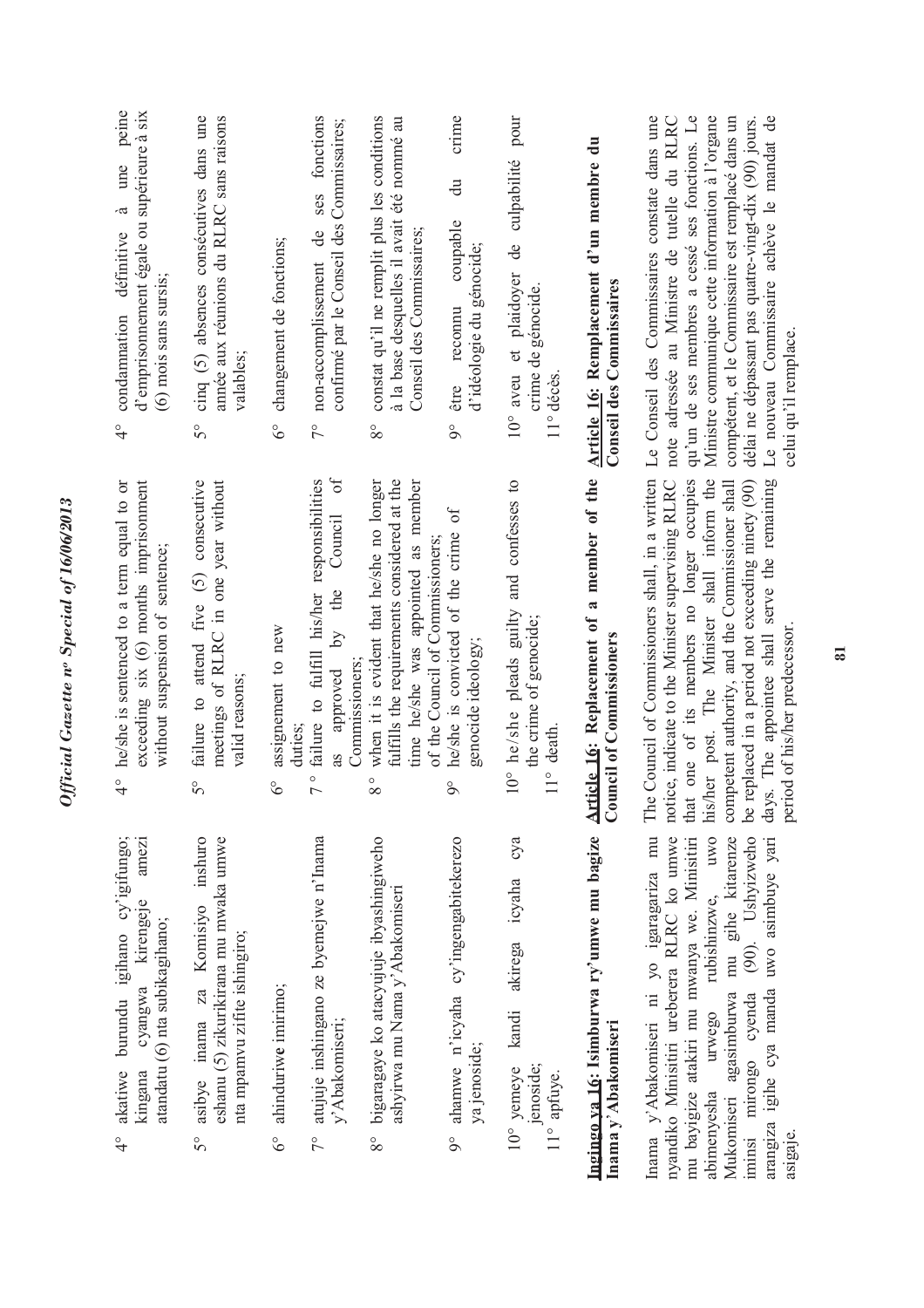4° akatiwe burundu igihano cy'igifungo; kingana cyangwa kirengeje amezi atandatu (6) nta subikagihano;

5° asibye inama za Komisiyo inshuro eshanu (5) zikurikirana mu mwaka umwe nta mpamvu zifite ishingiro;

6° ahinduriwe imirimo;

7° atujuje inshingano ze byemejwe n'Inama y'Abakomiseri;

8° bigaragaye ko atacyujuje ibyashingiweho ashyirwa mu Nama y'Abakomiseri

9° ahamwe n'icyaha cy'ingengabitekerezo ya jenoside;

10° yemeye kandi akirega icyaha cya jenoside;

11° apfuye.

**Ingingo ya 16: Isimburwa ry'umwe mu bagize Inama y'Abakomiseri**

Inama y'Abakomiseri ni yo igaragariza mu nyandiko Minisitiri ureberera RLRC ko umwe mu bayigize atakiri mu mwanya we. Minisitiri abimenyesha urwego rubishinzwe, uwo Mukomiseri agasimburwa mu gihe kitarenze iminsi mirongo cyenda (90). Ushyizweho arangiza igihe cya manda uwo asimbuye yari asigaje.

4° he/she is sentenced to a term equal to or exceeding six (6) months imprisonment without suspension of sentence;

5° failure to attend five (5) consecutive meetings of RLRC in one year without valid reasons;

6° assignement to new duties;

7° failure to fulfill his/her responsibilities as approved by the Council of Commissioners;

8° when it is evident that he/she no longer fulfills the requirements considered at the time he/she was appointed as member of the Council of Commissioners;

9° he/she is convicted of the crime of genocide ideology;

10° he/she pleads guilty and confesses to the crime of genocide;

11° death.

**Article 16: Replacement of a member of the Council of Commissioners**

The Council of Commissioners shall, in a written notice, indicate to the Minister supervising RLRC that one of its members no longer occupies his/her post. The Minister shall inform the competent authority, and the Commissioner shall be replaced in a period not exceeding ninety (90) days. The appointee shall serve the remaining period of his/her predecessor.

4° condamnation définitive à une peine d'emprisonnement égale ou supérieure à six (6) mois sans sursis;

5° cinq (5) absences consécutives dans une année aux réunions du RLRC sans raisons valables;

6° changement de fonctions;

7° non-accomplissement de ses fonctions confirmé par le Conseil des Commissaires;

8° constat qu'il ne remplit plus les conditions à la base desquelles il avait été nommé au Conseil des Commissaires;

9° être reconnu coupable du crime d'idéologie du génocide;

10° aveu et plaidoyer de culpabilité pour crime de génocide.

11° décès.

**Article 16: Remplacement d'un membre du Conseil des Commissaires**

Le Conseil des Commissaires constate dans une note adressée au Ministre de tutelle du RLRC qu'un de ses membres a cessé ses fonctions. Le Ministre communique cette information à l'organe compétent, et le Commissaire est remplacé dans un délai ne dépassant pas quatre-vingt-dix (90) jours. Le nouveau Commissaire achève le mandat de celui qu'il remplace.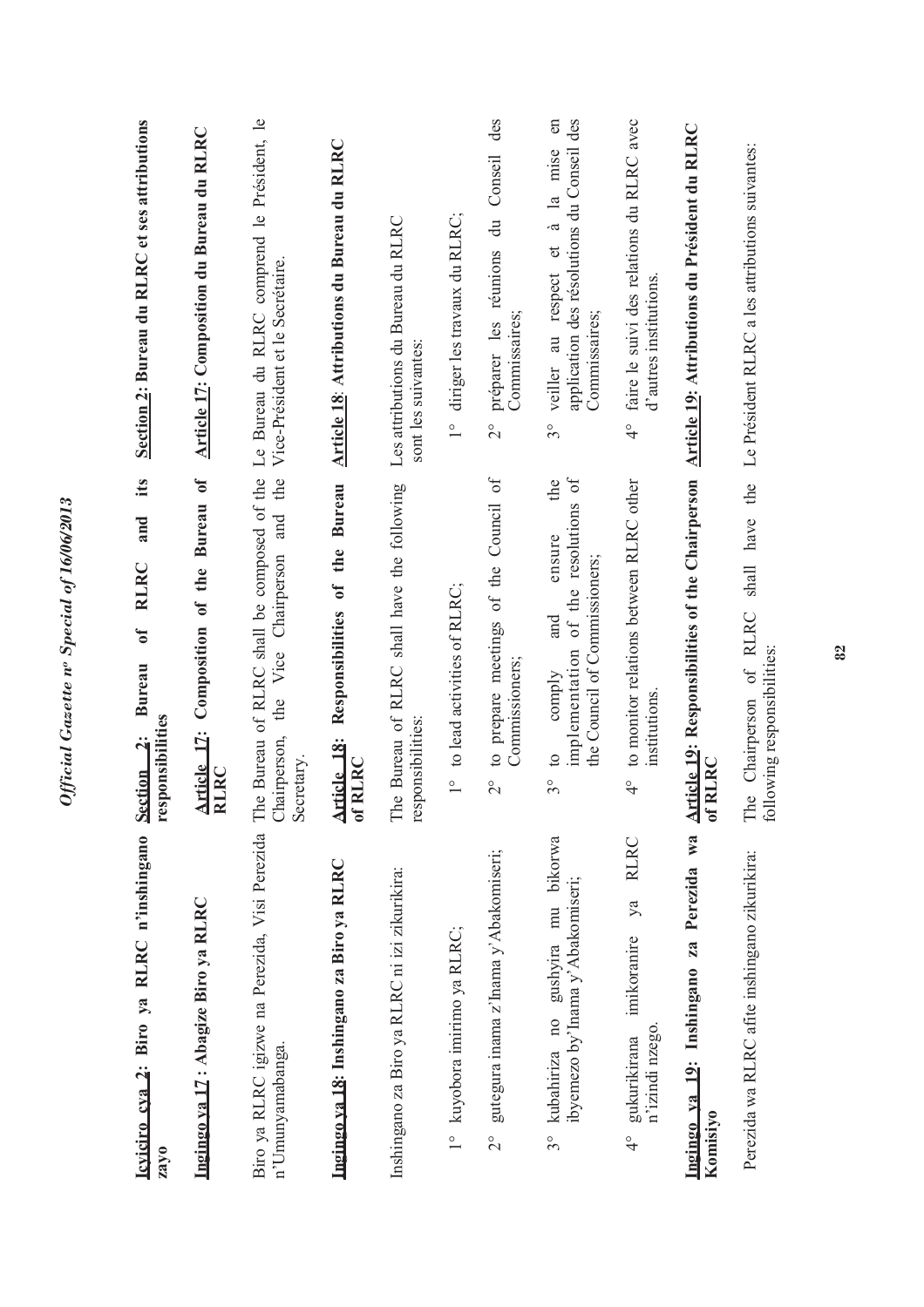**Icyiciro cya 2: Biro ya RLRC n'inshingano zayo**

**Ingingo ya 17 : Abagize Biro ya RLRC**

Biro ya RLRC igizwe na Perezida, Visi Perezida n'Umunyamabanga.

**Ingingo ya 18: Inshingano za Biro ya RLRC**

Inshingano za Biro ya RLRC ni izi zikurikira:

1° kuyobora imirimo ya RLRC;

2° gutegura inama z'Inama y'Abakomiseri;

3° kubahiriza no gushyira mu bikorwa ibyemezo by'Inama y'Abakomiseri;

4° gukurikirana imikoranire ya RLRC n'izindi nzego.

**Ingingo ya 19: Inshingano za Perezida wa Komisiyo**

Perezida wa RLRC afite inshingano zikurikira:

**Section 2: Bureau of RLRC and its responsibilities**

**Article 17: Composition of the Bureau of RLRC**

The Bureau of RLRC shall be composed of the Chairperson, the Vice Chairperson and the Secretary.

**Article 18: Responsibilities of the Bureau of RLRC**

The Bureau of RLRC shall have the following responsibilities:

1° to lead activities of RLRC;

2° to prepare meetings of the Council of Commissioners;

3° to comply and ensure the implementation of the resolutions of the Council of Commissioners;

4° to monitor relations between RLRC other institutions.

**Article 19: Responsibilities of the Chairperson of RLRC**

The Chairperson of RLRC shall have the following responsibilities:

**Section 2: Bureau du RLRC et ses attributions**

**Article 17: Composition du Bureau du RLRC**

Le Bureau du RLRC comprend le Président, le Vice-Président et le Secrétaire.

**Article 18: Attributions du Bureau du RLRC**

Les attributions du Bureau du RLRC sont les suivantes:

1° diriger les travaux du RLRC;

2° préparer les réunions du Conseil des Commissaires;

3° veiller au respect et à la mise en application des résolutions du Conseil des Commissaires;

4° faire le suivi des relations du RLRC avec d'autres institutions.

**Article 19: Attributions du Président du RLRC**

Le Président RLRC a les attributions suivantes: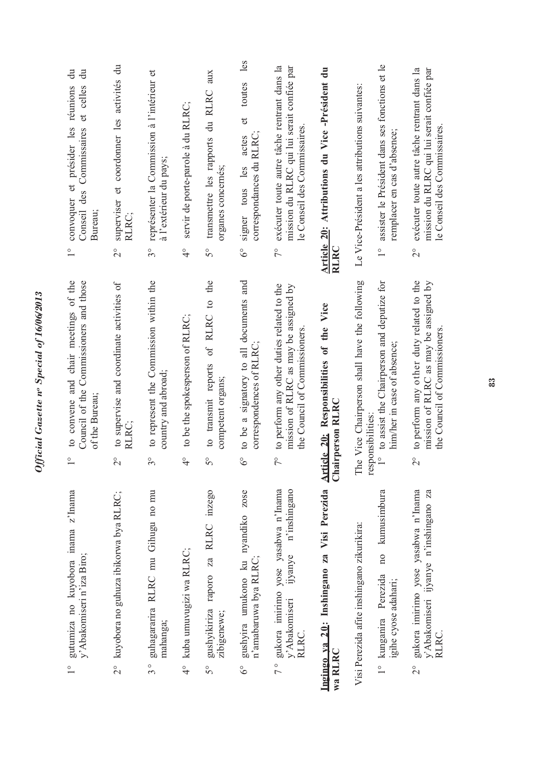1° gutumiza no kuyobora inama z'Inama y'Abakomiseri n'iza Biro;

2° kuyobora no guhuza ibikorwa bya RLRC;

3° guhagararira RLRC mu Gihugu no mu mahanga;

4° kuba umuvugizi wa RLRC;

5° gushyikiriza raporo za RLRC inzego zibigenewe;

6° gushyira umukono ku nyandiko zose n'amabaruwa bya RLRC;

7° gukora imirimo yose yasabwa n'Inama y'Abakomiseri ijyanye n'inshingano RLRC.

**Ingingo ya 20: Inshingano za Visi Perezida wa RLRC**

Visi Perezida afite inshingano zikurikira:

1° kunganira Perezida no kumusimbura igihe cyose adahari;

2° gukora imirimo yose yasabwa n'Inama y'Abakomiseri ijyanye n'inshingano za RLRC.

1° to convene and chair meetings of the Council of the Commissioners and those of the Bureau;

2° to supervise and coordinate activities of RLRC;

3° to represent the Commission within the country and abroad;

4° to be the spokesperson of RLRC;

5° to transmit reports of RLRC to the competent organs;

6° to be a signatory to all documents and correspondences of RLRC;

7° to perform any other duties related to the mission of RLRC as may be assigned by the Council of Commissioners.

**Article 20: Responsibilities of the Vice Chairperson RLRC**

The Vice Chairperson shall have the following responsibilities:

1° to assist the Chairperson and deputize for him/her in case of absence;

2° to perform any other duty related to the mission of RLRC as may be assigned by the Council of Commissioners.

1° convoquer et présider les réunions du Conseil des Commissaires et celles du Bureau;

2° superviser et coordonner les activités du RLRC;

3° représenter la Commission à l'intérieur et à l'extérieur du pays;

4° servir de porte-parole à du RLRC;

5° transmettre les rapports du RLRC aux organes concernés;

6° signer tous les actes et toutes les correspondances du RLRC;

7° exécuter toute autre tâche rentrant dans la mission du RLRC qui lui serait confiée par le Conseil des Commissaires.

**Article 20: Attributions du Vice -Président du RLRC**

Le Vice-Président a les attributions suivantes:

1° assister le Président dans ses fonctions et le remplacer en cas d'absence;

2° exécuter toute autre tâche rentrant dans la mission du RLRC qui lui serait confiée par le Conseil des Commissaires.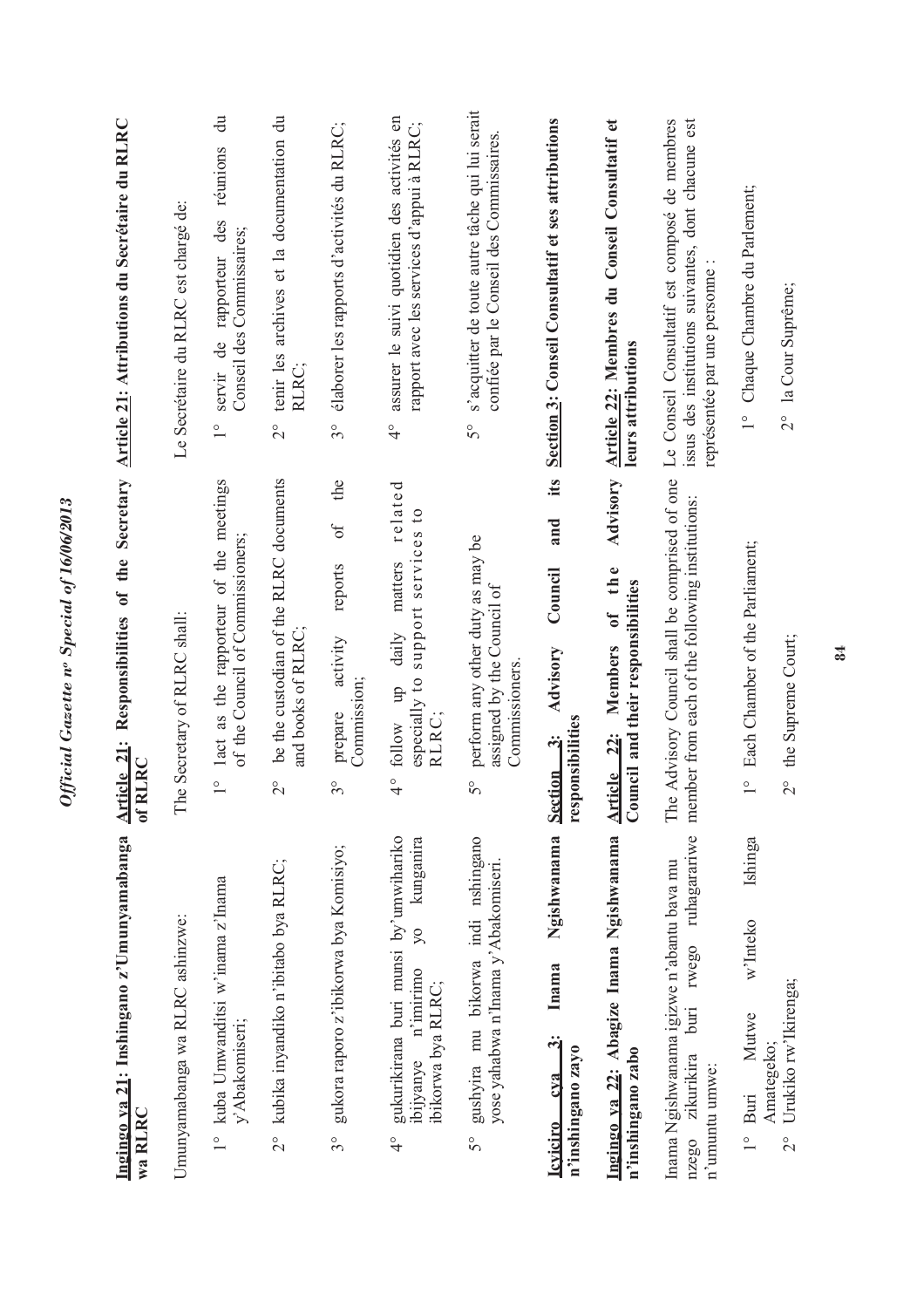**Ingingo ya 21: Inshingano z'Umunyamabanga wa RLRC**

Umunyamabanga wa RLRC ashinzwe:

1° kuba Umwanditsi w'inama z'Inama y'Abakomiseri;

2° kubika inyandiko n'ibitabo bya RLRC;

3° gukora raporo z'ibikorwa bya Komisiyo;

4° gukurikirana buri munsi by'umwihariko ibijyanye n'imirimo yo kunganira ibikorwa bya RLRC;

5° gushyira mu bikorwa indi nshingano yose yahabwa n'Inama y'Abakomiseri.

**Icyiciro cya 3: Inama Ngishwanama n'inshingano zayo**

**Ingingo ya 22: Abagize Inama Ngishwanama n'inshingano zabo**

Inama Ngishwanama igizwe n'abantu bava mu nzego zikurikira buri rwego ruhagarariwe n'umuntu umwe:

1° Buri Mutwe w'Inteko Ishinga Amategeko;

2° Urukiko rw'Ikirenga;

**Article 21: Responsibilities of the Secretary of RLRC**

The Secretary of RLRC shall:

1° act as the rapporteur of the meetings of the Council of Commissioners;

2° be the custodian of the RLRC documents and books of RLRC;

3° prepare activity reports of the Commission;

4° follow up daily matters related especially to support services to RLRC;

5° perform any other duty as may be assigned by the Council of Commissioners.

**Section 3: Advisory Council and its responsibilities**

**Article 22: Members of the Advisory Council and their responsibilities**

The Advisory Council shall be comprised of one member from each of the following institutions:

1° Each Chamber of the Parliament;

2° the Supreme Court;

**Article 21: Attributions du Secrétaire du RLRC**

Le Secrétaire du RLRC est chargé de:

1° servir de rapporteur des réunions du Conseil des Commissaires;

2° tenir les archives et la documentation du RLRC;

3° élaborer les rapports d'activités du RLRC;

4° assurer le suivi quotidien des activités en rapport avec les services d'appui à RLRC;

5° s'acquitter de toute autre tâche qui lui serait confiée par le Conseil des Commissaires.

**Section 3: Conseil Consultatif et ses attributions**

**Article 22: Membres du Conseil Consultatif et leurs attributions**

Le Conseil Consultatif est composé de membres issus des institutions suivantes, dont chacune est représentée par une personne :

1° Chaque Chambre du Parlement;

2° la Cour Suprême;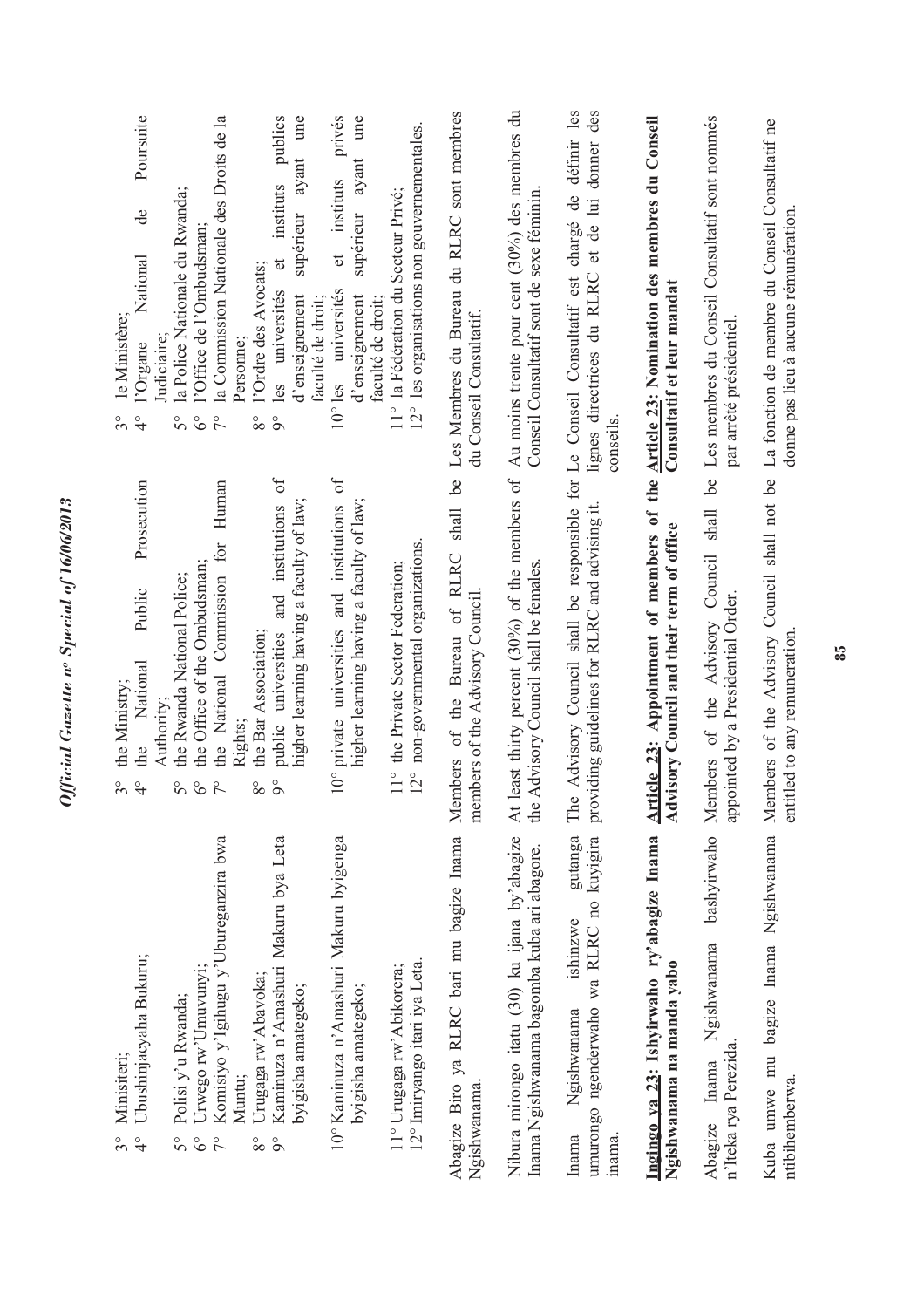3° Minisiteri;
4° Ubushinjacyaha Bukuru;

5° Polisi y'u Rwanda;
6° Urwego rw'Umuvunyi;
7° Komisiyo y'Igihugu y'Uburenganzira bwa Muntu;
8° Urugaga rw'Abavoka;
9° Kaminuza n'Amashuri Makuru bya Leta byigisha amategeko;

10° Kaminuza n'Amashuri Makuru byigenga byigisha amategeko;

11° Urugaga rw'Abikorera;
12° Imiryango itari iya Leta.

Abagize Biro ya RLRC bari mu bagize Inama Ngishwanama.

Nibura mirongo itatu (30) ku ijana by'abagize Inama Ngishwanama bagomba kuba ari abagore.

Inama Ngishwanama ishinzwe gutanga umurongo ngenderwaho wa RLRC no kuyigira inama.

**Ingingo ya 23: Ishyirwaho ry'abagize Inama Ngishwanama na manda yabo**

Abagize Inama Ngishwanama bashyirwaho n'Iteka rya Perezida.

Kuba umwe mu bagize Inama Ngishwanama ntibihemberwa.

---

3° the Ministry;
4° the National Public Prosecution Authority;
5° the Rwanda National Police;
6° the Office of the Ombudsman;
7° the National Commission for Human Rights;
8° the Bar Association;
9° public universities and institutions of higher learning having a faculty of law;

10° private universities and institutions of higher learning having a faculty of law;

11° the Private Sector Federation;
12° non-governmental organizations.

Members of the Bureau of RLRC shall be members of the Advisory Council.

At least thirty percent (30%) of the members of the Advisory Council shall be females.

The Advisory Council shall be responsible for providing guidelines for RLRC and advising it.

**Article 23: Appointment of members of the Advisory Council and their term of office**

Members of the Advisory Council shall be appointed by a Presidential Order.

Members of the Advisory Council shall not be entitled to any remuneration.

---

3° le Ministère;
4° l'Organe National de Poursuite Judiciaire;
5° la Police Nationale du Rwanda;
6° l'Office de l'Ombudsman;
7° la Commission Nationale des Droits de la Personne;
8° l'Ordre des Avocats;
9° les universités et instituts publics d'enseignement supérieur ayant une faculté de droit;

10° les universités et instituts privés d'enseignement supérieur ayant une faculté de droit;

11° la Fédération du Secteur Privé;
12° les organisations non gouvernementales.

Les Membres du Bureau du RLRC sont membres du Conseil Consultatif.

Au moins trente pour cent (30%) des membres du Conseil Consultatif sont de sexe féminin.

Le Conseil Consultatif est chargé de définir les lignes directrices du RLRC et de lui donner des conseils.

**Article 23: Nomination des membres du Conseil Consultatif et leur mandat**

Les membres du Conseil Consultatif sont nommés par arrêté présidentiel.

La fonction de membre du Conseil Consultatif ne donne pas lieu à aucune rémunération.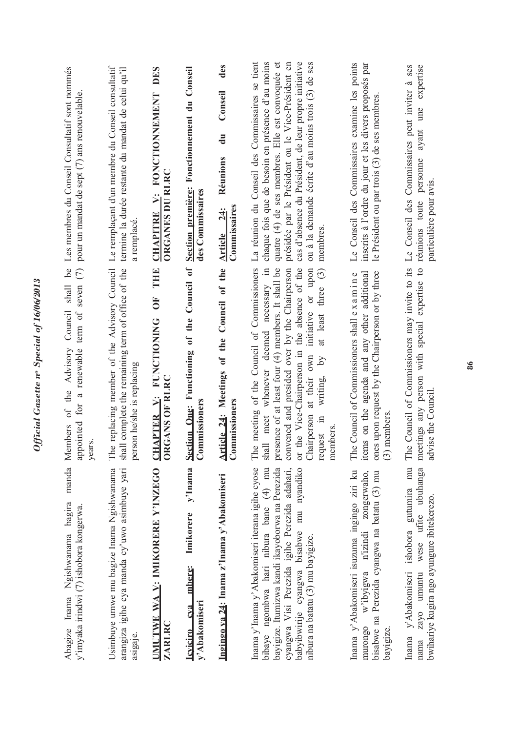Abagize Inama Ngishwanama bagira manda y'imyaka irindwi (7) ishobora kongerwa.

Usimbuye umwe mu bagize Inama Ngishwanama arangiza igihe cya manda cy'uwo asimbuye yari asigaje.

**UMUTWE WA V: IMIKORERE Y'INZEGO ZA RLRC**

**Icyiciro cya mbere: Imikorere y'Inama y'Abakomiseri**

**Ingingo ya 24: Inama z'Inama y'Abakomiseri**

Inama y'Inama y'Abakomiseri iterana igihe cyose bibaye ngombwa hari nibura bane (4) mu bayigize. Itumizwa kandi ikayoborwa na Perezida cyangwa Visi Perezida igihe Perezida adahari, babyibwirije cyangwa bisabwe mu nyandiko nibura na batatu (3) mu bayigize.

Inama y'Abakomiseri isuzuma ingingo ziri ku murongo w'ibyigwa n'izindi zongerwaho, bisabwe na Perezida cyangwa na batatu (3) mu bayigize.

Inama y'Abakomiseri ishobora gutumira mu nama zayo umuntu wese ufite ubuhanga bwihariye kugira ngo ayungure ibitekerezo.

Members of the Advisory Council shall be appointed for a renewable term of seven (7) years.

The replacing member of the Advisory Council shall complete the remaining term of office of the person he/she is replacing

**CHAPTER V: FUNCTIONING OF THE ORGANS OF RLRC**

**Section One: Functioning of the Council of Commissioners**

**Article 24: Meetings of the Council of the Commissioners**

The meeting of the Council of Commissioners shall meet whenever deemed necessary in presence of at least four (4) members. It shall be convened and presided over by the Chairperson or the Vice-Chairperson in the absence of the Chairperson at their own initiative or upon request in writing, by at least three (3) members.

The Council of Commissioners shall e x a m i n e items on the agenda and any other additonal ones upon request by the Chairperson or by three (3) members.

The Council of Commissioners may invite to its meetings any person with special expertise to advise the Council.

Les membres du Conseil Consultatif sont nommés pour un mandat de sept (7) ans renouvelable.

Le remplaçant d'un membre du Conseil consultatif termine la durée restante du mandat de celui qu'il a remplacé.

**CHAPITRE V: FONCTIONNEMENT DES ORGANES DU RLRC**

**Section première: Fonctionnement du Conseil des Commissaires**

**Article 24: Réunions du Conseil des Commissaires**

La réunion du Conseil des Commissaires se tient chaque fois que de besoin en présence d'au moins quatre (4) de ses membres. Elle est convoquée et présidée par le Président ou le Vice-Président en cas d'absence du Président, de leur propre initiative ou à la demande écrite d'au moins trois (3) de ses membres.

Le Conseil des Commissaires examine les points inscrits à l'ordre du jour et les divers proposés par le Président ou par trois (3) de ses membres.

Le Conseil des Commissaires peut inviter à ses réunions toute personne ayant une expertise particulière pour avis.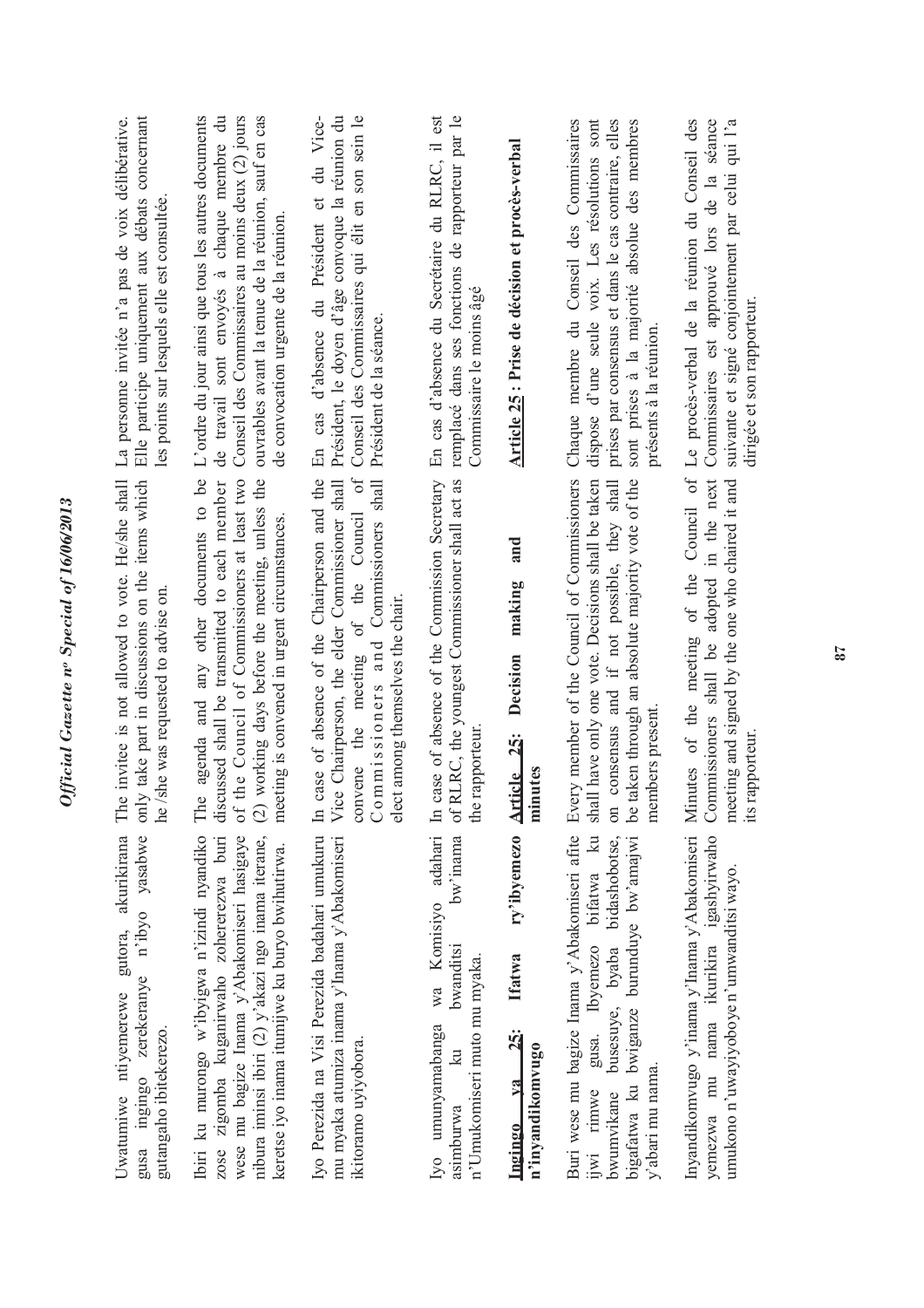Uwatumiwe ntiyemerewe gutora, akurikirana gusa ingingo zerekeranye n'ibyo yasabwe gutangaho ibitekerezo.

Ibiri ku murongo w'ibyigwa n'izindi nyandiko zose zigomba kuganirwaho zohererezwa buri wese mu bagize Inama y'Abakomiseri hasigaye nibura iminsi ibiri (2) y'akazi ngo inama iterane, keretse iyo inama itumijwe ku buryo bwihutirwa.

Iyo Perezida na Visi Perezida badahari umukuru mu myaka atumiza inama y'Inama y'Abakomiseri ikitoramo uyiyobora.

Iyo umunyamabanga wa Komisiyo adahari asimburwa ku bwanditsi bw'inama n'Umukomiseri muto mu myaka.

**Ingingo ya 25: Ifatwa ry'ibyemezo n'inyandikomvugo**

Buri wese mu bagize Inama y'Abakomiseri afite ijwi rimwe gusa. Ibyemezo bifatwa ku bwumvikane busesuye, byaba bidashobotse, bigafatwa ku bwiganze burunduye bw'amajwi y'abari mu nama.

Inyandikomvugo y'inama y'Inama y'Abakomiseri yemezwa mu nama ikurikira igashyirwaho umukono n'uwayiyoboye n'umwanditsi wayo.

The invitee is not allowed to vote. He/she shall only take part in discussions on the items which he /she was requested to advise on.

The agenda and any other documents to be discussed shall be transmitted to each member of the Council of Commissioners at least two (2) working days before the meeting, unless the meeting is convened in urgent circumstances.

In case of absence of the Chairperson and the Vice Chairperson, the elder Commissioner shall convene the meeting of the Council of Commissioners and Commissioners shall elect among themselves the chair.

In case of absence of the Commission Secretary of RLRC, the youngest Commissioner shall act as the rapporteur.

**Article 25: Decision making and minutes**

Every member of the Council of Commissioners shall have only one vote. Decisions shall be taken on consensus and if not possible, they shall be taken through an absolute majority vote of the members present.

Minutes of the meeting of the Council of Commissioners shall be adopted in the next meeting and signed by the one who chaired it and its rapporteur.

La personne invitée n'a pas de voix délibérative. Elle participe uniquement aux débats concernant les points sur lesquels elle est consultée.

L'ordre du jour ainsi que tous les autres documents de travail sont envoyés à chaque membre du Conseil des Commissaires au moins deux (2) jours ouvrables avant la tenue de la réunion, sauf en cas de convocation urgente de la réunion.

En cas d'absence du Président et du Vice-Président, le doyen d'âge convoque la réunion du Conseil des Commissaires qui élit en son sein le Président de la séance.

En cas d'absence du Secrétaire du RLRC, il est remplacé dans ses fonctions de rapporteur par le Commissaire le moins âgé

**Article 25 : Prise de décision et procès-verbal**

Chaque membre du Conseil des Commissaires dispose d'une seule voix. Les résolutions sont prises par consensus et dans le cas contraire, elles sont prises à la majorité absolue des membres présents à la réunion.

Le procès-verbal de la réunion du Conseil des Commissaires est approuvé lors de la séance suivante et signé conjointement par celui qui l'a dirigée et son rapporteur.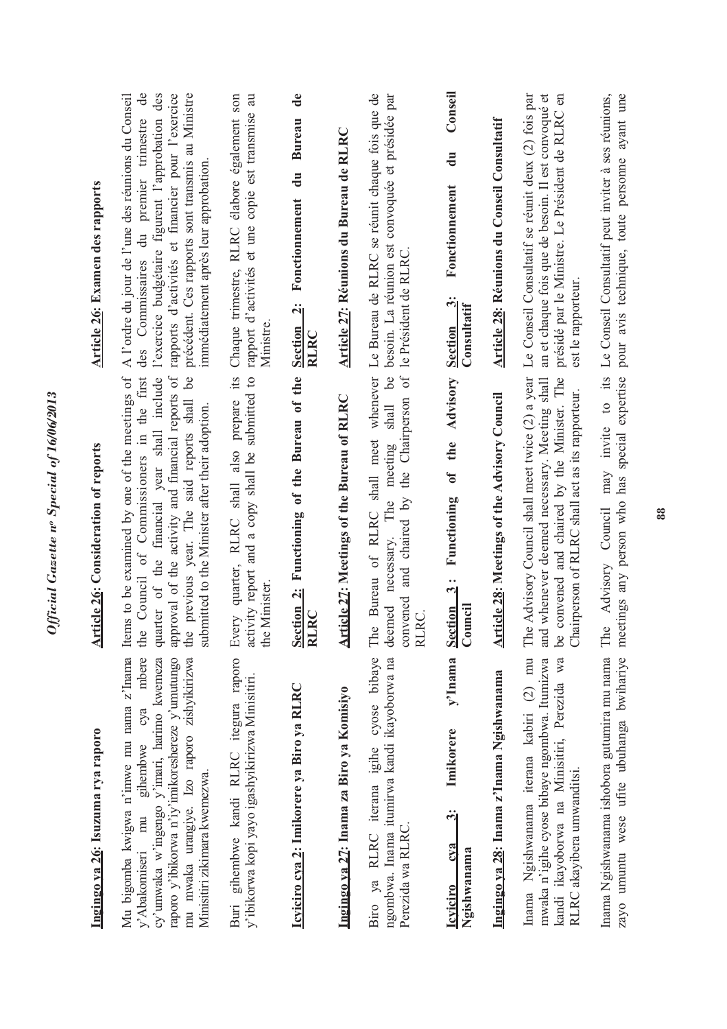**Ingingo ya 26: Isuzuma rya raporo**

Mu bigomba kwigwa n'imwe mu nama z'Inama y'Abakomiseri mu gihembwe cya mbere cy'umwaka w'ingengo y'imari, harimo kwemeza raporo y'ibikorwa n'iy'imikoreshereze y'umutungo mu mwaka urangiye. Izo raporo zishyikirizwa Minisitiri zikimara kwemezwa.

Buri gihembwe kandi RLRC itegura raporo y'ibikorwa kopi yayo igashyikirizwa Minisitiri.

**Icyiciro cya 2: Imikorere ya Biro ya RLRC**

**Ingingo ya 27: Inama za Biro ya Komisiyo**

Biro ya RLRC iterana igihe cyose bibaye ngombwa. Inama itumirwa kandi ikayoborwa na Perezida wa RLRC.

**Icyiciro cya 3: Imikorere y'Inama Ngishwanama**

**Ingingo ya 28: Inama z'Inama Ngishwanama**

Inama Ngishwanama iterana kabiri (2) mu mwaka n'igihe cyose bibaye ngombwa. Itumizwa kandi ikayoborwa na Minisitiri, Perezida wa RLRC akayibera umwanditsi.

Inama Ngishwanama ishobora gutumira mu nama zayo umuntu wese ufite ubuhanga bwihariye

**Article 26: Consideration of reports**

Items to be examined by one of the meetings of the Council of Commissioners in the first quarter of the financial year shall include approval of the activity and financial reports of the previous year. The said reports shall be submitted to the Minister after their adoption.

Every quarter, RLRC shall also prepare its activity report and a copy shall be submitted to the Minister.

**Section 2: Functioning of the Bureau of the RLRC**

**Article 27: Meetings of the Bureau of RLRC**

The Bureau of RLRC shall meet whenever deemed necessary. The meeting shall be convened and chaired by the Chairperson of RLRC.

**Section 3: Functioning of the Advisory Council**

**Article 28: Meetings of the Advisory Council**

The Advisory Council shall meet twice (2) a year and whenever deemed necessary. Meeting shall be convened and chaired by the Minister. The Chairperson of RLRC shall act as its rapporteur.

The Advisory Council may invite to its meetings any person who has special expertise

**Article 26: Examen des rapports**

A l'ordre du jour de l'une des réunions du Conseil des Commissaires du premier trimestre de l'exercice budgétaire figurent l'approbation des rapports d'activités et financier pour l'exercice précédent. Ces rapports sont transmis au Ministre immédiatement après leur approbation.

Chaque trimestre, RLRC élabore également son rapport d'activités et une copie est transmise au Ministre.

**Section 2: Fonctionnement du Bureau de RLRC**

**Article 27: Réunions du Bureau de RLRC**

Le Bureau de RLRC se réunit chaque fois que de besoin. La réunion est convoquée et présidée par le Président de RLRC.

**Section 3: Fonctionnement du Conseil Consultatif**

**Article 28: Réunions du Conseil Consultatif**

Le Conseil Consultatif se réunit deux (2) fois par an et chaque fois que de besoin. Il est convoqué et présidé par le Ministre. Le Président de RLRC en est le rapporteur.

Le Conseil Consultatif peut inviter à ses réunions, pour avis technique, toute personne ayant une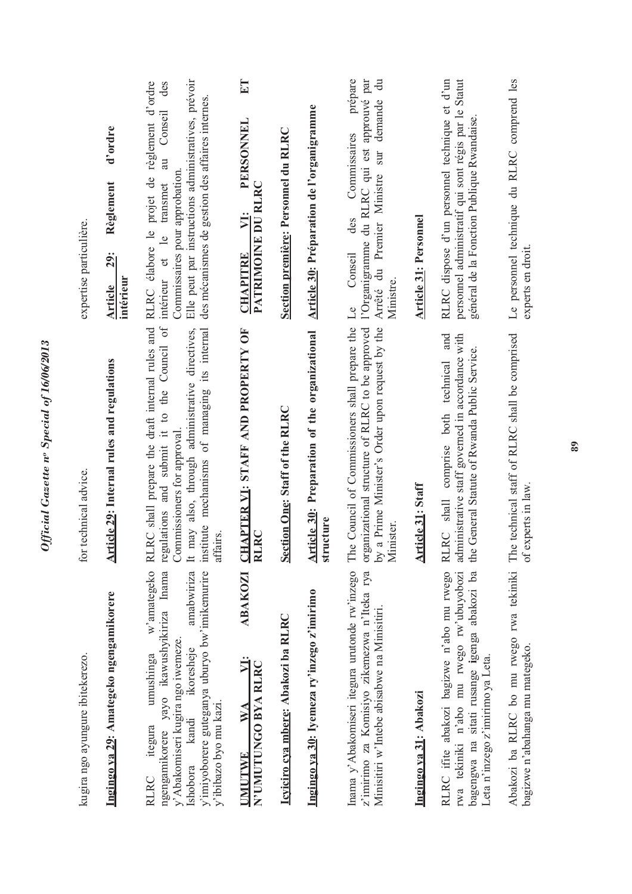kugira ngo ayungure ibitekerezo.

for technical advice.

expertise particulière.

**Ingingo ya 29: Amategeko ngengamikorere**

RLRC itegura umushinga w'amategeko ngengamikorere yayo ikawushyikiriza Inama y'Abakomiseri kugira ngo iwemeze.
Ishobora kandi ikoresheje amabwiriza y'imiyoborere guteganya uburyo bw'imikemurire y'ibibazo byo mu kazi.

**Article 29: Internal rules and regulations**

RLRC shall prepare the draft internal rules and regulations and submit it to the Council of Commissioners for approval.
It may also, through administrative directives, institute mechanisms of managing its internal affairs.

**Article 29: Règlement d'ordre intérieur**

RLRC élabore le projet de règlement d'ordre intérieur et le transmet au Conseil des Commissaires pour approbation.
Elle peut par instructions administratives, prévoir des mécanismes de gestion des affaires internes.

**UMUTWE WA VI: ABAKOZI N'UMUTUNGO BYA RLRC**

**CHAPTER VI: STAFF AND PROPERTY OF RLRC**

**CHAPITRE VI: PERSONNEL ET PATRIMOINE DU RLRC**

**Icyiciro cya mbere: Abakozi ba RLRC**

**Section One: Staff of the RLRC**

**Section première: Personnel du RLRC**

**Ingingo ya 30: Iyemeza ry'inzego z'imirimo**

Inama y'Abakomiseri itegura urutonde rw'inzego z'imirimo za Komisiyo zikemezwa n'Iteka rya Minisitiri w'Intebe abisabwe na Minisitiri.

**Article 30: Preparation of the organizational structure**

The Council of Commissioners shall prepare the organizational structure of RLRC to be approved by a Prime Minister's Order upon request by the Minister.

**Article 30: Préparation de l'organigramme**

Le Conseil des Commissaires prépare l'Organigramme du RLRC qui est approuvé par Arrêté du Premier Ministre sur demande du Ministre.

**Ingingo ya 31: Abakozi**

RLRC ifite abakozi bagizwe n'abo mu rwego rwa tekiniki n'abo mu rwego rw'ubuyobozi bagengwa na sitati rusange igenga abakozi ba Leta n'inzego z'imirimo ya Leta.

**Article 31: Staff**

RLRC shall comprise both technical and administrative staff governed in accordance with the General Statute of Rwanda Public Service.

**Article 31: Personnel**

RLRC dispose d'un personnel technique et d'un personnel administratif qui sont régis par le Statut général de la Fonction Publique Rwandaise.

Abakozi ba RLRC bo mu rwego rwa tekiniki bagizwe n'abahanga mu mategeko.

The technical staff of RLRC shall be comprised of experts in law.

Le personnel technique du RLRC comprend les experts en droit.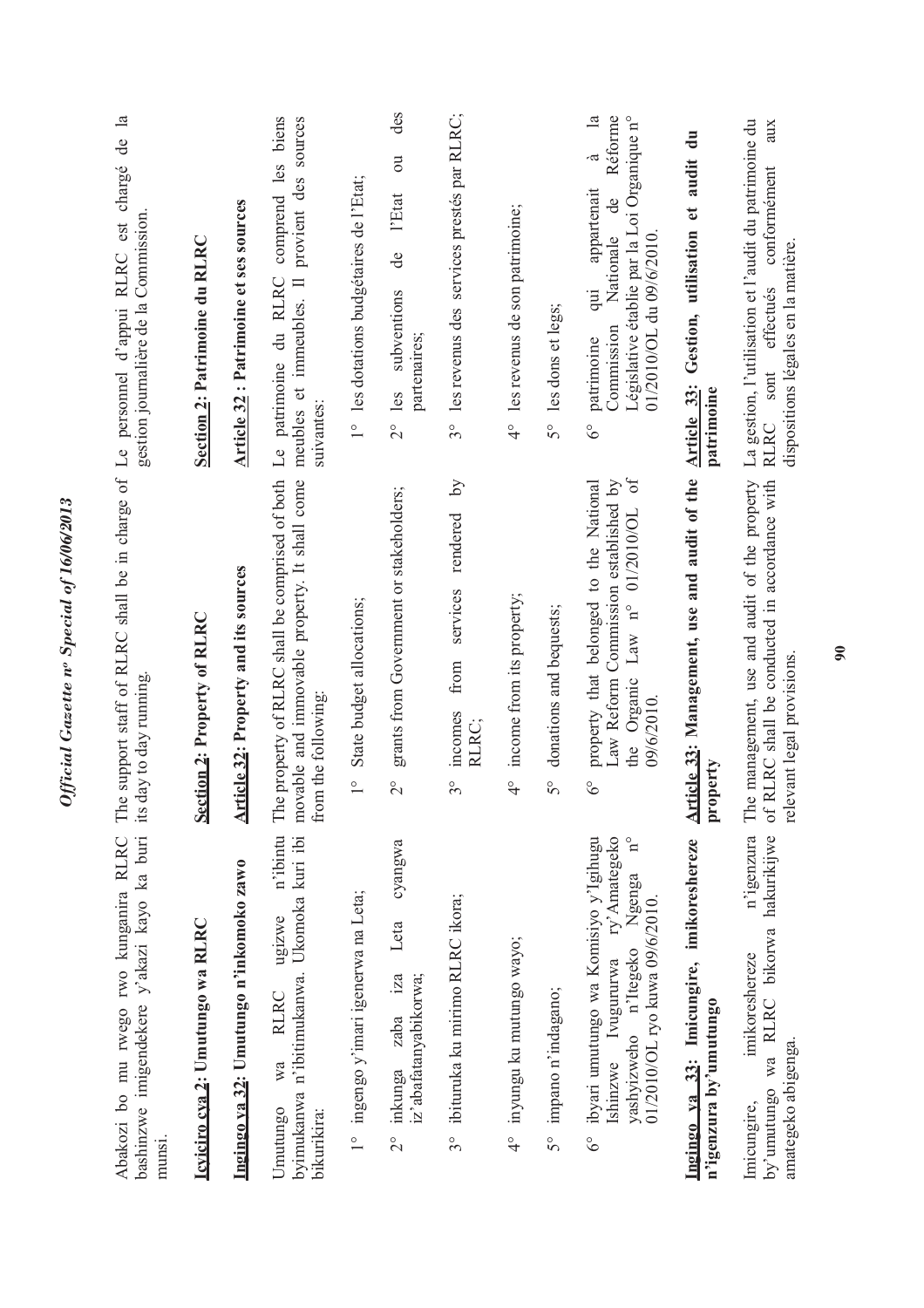Abakozi bo mu rwego rwo kunganira RLRC bashinzwe imigendekere y'akazi kayo ka buri munsi.

**Icyiciro cya 2: Umutungo wa RLRC**

**Ingingo ya 32: Umutungo n'inkomoko zawo**

Umutungo wa RLRC ugizwe n'ibintu byimukanwa n'ibitimukanwa. Ukomoka kuri ibi bikurikira:

1° ingengo y'imari igenerwa na Leta;

2° inkunga zaba iza Leta cyangwa iz'abafatanyabikorwa;

3° ibituruka ku mirimo RLRC ikora;

4° inyungu ku mutungo wayo;

5° impano n'indagano;

6° ibyari umutungo wa Komisiyo y'Igihugu Ishinzwe Ivugururwa ry'Amategeko yashyizweho n'Itegeko Ngenga n° 01/2010/OL ryo kuwa 09/6/2010.

**Ingingo ya 33: Imicungire, imikoreshereze n'igenzura by'umutungo**

Imicungire, imikoreshereze n'igenzura by'umutungo wa RLRC bikorwa hakurikijwe amategeko abigenga.

---

The support staff of RLRC shall be in charge of its day to day running.

**Section 2: Property of RLRC**

**Article 32: Property and its sources**

The property of RLRC shall be comprised of both movable and immovable property. It shall come from the following:

1° State budget allocations;

2° grants from Government or stakeholders;

3° incomes from services rendered by RLRC;

4° income from its property;

5° donations and bequests;

6° property that belonged to the National Law Reform Commission established by the Organic Law n° 01/2010/OL of 09/6/2010.

**Article 33: Management, use and audit of the property**

The management, use and audit of the property of RLRC shall be conducted in accordance with relevant legal provisions.

---

Le personnel d'appui RLRC est chargé de la gestion journalière de la Commission.

**Section 2: Patrimoine du RLRC**

**Article 32 : Patrimoine et ses sources**

Le patrimoine du RLRC comprend les biens meubles et immeubles. Il provient des sources suivantes:

1° les dotations budgétaires de l'Etat;

2° les subventions de l'Etat ou des partenaires;

3° les revenus des services prestés par RLRC;

4° les revenus de son patrimoine;

5° les dons et legs;

6° patrimoine qui appartenait à la Commission Nationale de Réforme Législative établie par la Loi Organique n° 01/2010/OL du 09/6/2010.

**Article 33: Gestion, utilisation et audit du patrimoine**

La gestion, l'utilisation et l'audit du patrimoine du RLRC sont effectués conformément aux dispositions légales en la matière.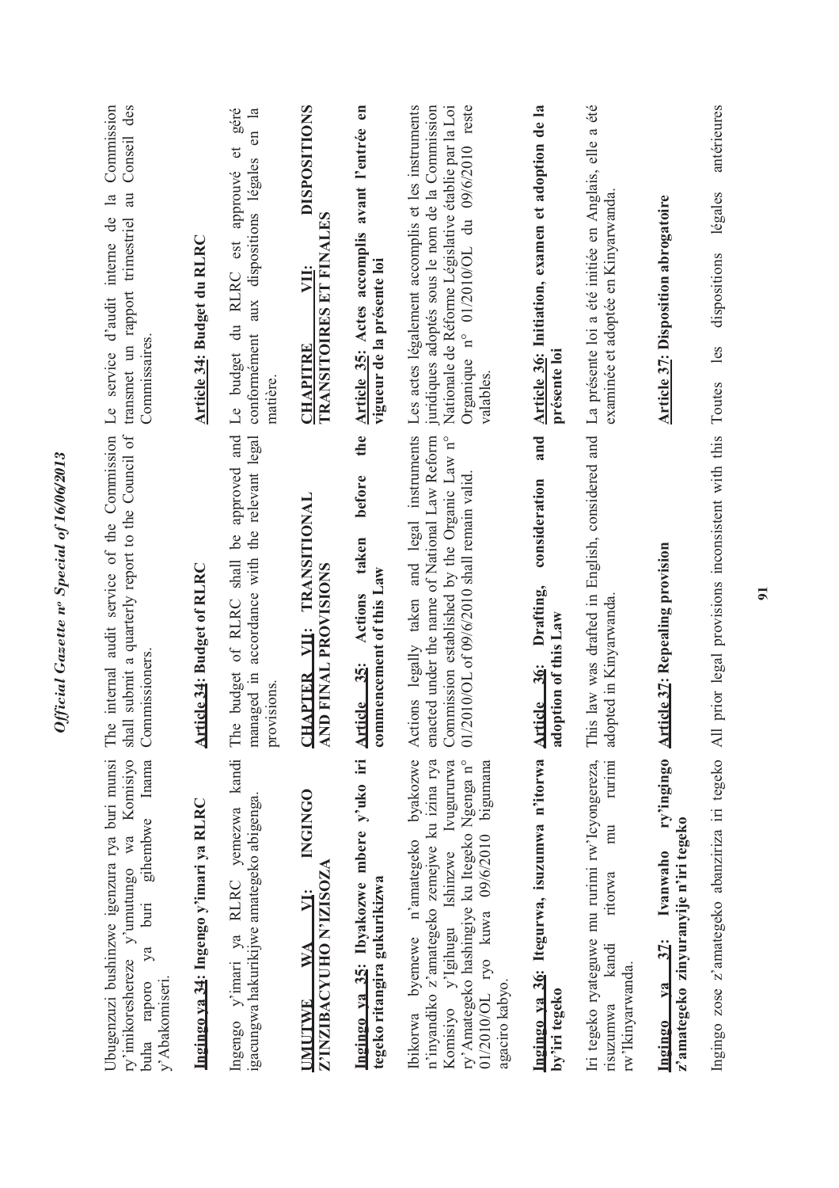Ubugenzuzi bushinzwe igenzura rya buri munsi ry'imikoreshereze y'umutungo wa Komisiyo buha raporo ya buri gihembwe Inama y'Abakomiseri.

**Ingingo ya 34: Ingengo y'imari ya RLRC**

Ingengo y'imari ya RLRC yemezwa kandi igacungwa hakurikijwe amategeko abigenga.

**UMUTWE WA VI: INGINGO Z'INZIBACYUHO N'IZISOZA**

**Ingingo ya 35: Ibyakozwe mbere y'uko iri tegeko ritangira gukurikizwa**

Ibikorwa byemewe n'amategeko byakozwe n'inyandiko z'amategeko zemejwe ku izina rya Komisiyo y'Igihugu Ishinzwe Ivugururwa ry'Amategeko hashingiye ku Itegeko Ngenga n° 01/2010/OL ryo kuwa 09/6/2010 bigumana agaciro kabyo.

**Ingingo ya 36: Itegurwa, isuzumwa n'itorwa by'iri tegeko**

Iri tegeko ryateguwe mu rurimi rw'Icyongereza, risuzumwa kandi ritorwa mu rurimi rw'Ikinyarwanda.

**Ingingo ya 37: Ivanwaho ry'ingingo z'amategeko zinyuranyije n'iri tegeko**

Ingingo zose z'amategeko abanziriza iri tegeko

The internal audit service of the Commission shall submit a quarterly report to the Council of Commissioners.

**Article 34: Budget of RLRC**

The budget of RLRC shall be approved and managed in accordance with the relevant legal provisions.

**CHAPTER VII: TRANSITIONAL AND FINAL PROVISIONS**

**Article 35: Actions taken before the commencement of this Law**

Actions legally taken and legal instruments enacted under the name of National Law Reform Commission established by the Organic Law n° 01/2010/OL of 09/6/2010 shall remain valid.

**Article 36: Drafting, consideration and adoption of this Law**

This law was drafted in English, considered and adopted in Kinyarwanda.

**Article 37: Repealing provision**

All prior legal provisions inconsistent with this

Le service d'audit interne de la Commission transmet un rapport trimestriel au Conseil des Commissaires.

**Article 34: Budget du RLRC**

Le budget du RLRC est approuvé et géré conformément aux dispositions légales en la matière.

**CHAPITRE VII: DISPOSITIONS TRANSITOIRES ET FINALES**

**Article 35: Actes accomplis avant l'entrée en vigueur de la présente loi**

Les actes légalement accomplis et les instruments juridiques adoptés sous le nom de la Commission Nationale de Réforme Législative établie par la Loi Organique n° 01/2010/OL du 09/6/2010 reste valables.

**Article 36: Initiation, examen et adoption de la présente loi**

La présente loi a été initiée en Anglais, elle a été examinée et adoptée en Kinyarwanda.

**Article 37: Disposition abrogatoire**

Toutes les dispositions légales antérieures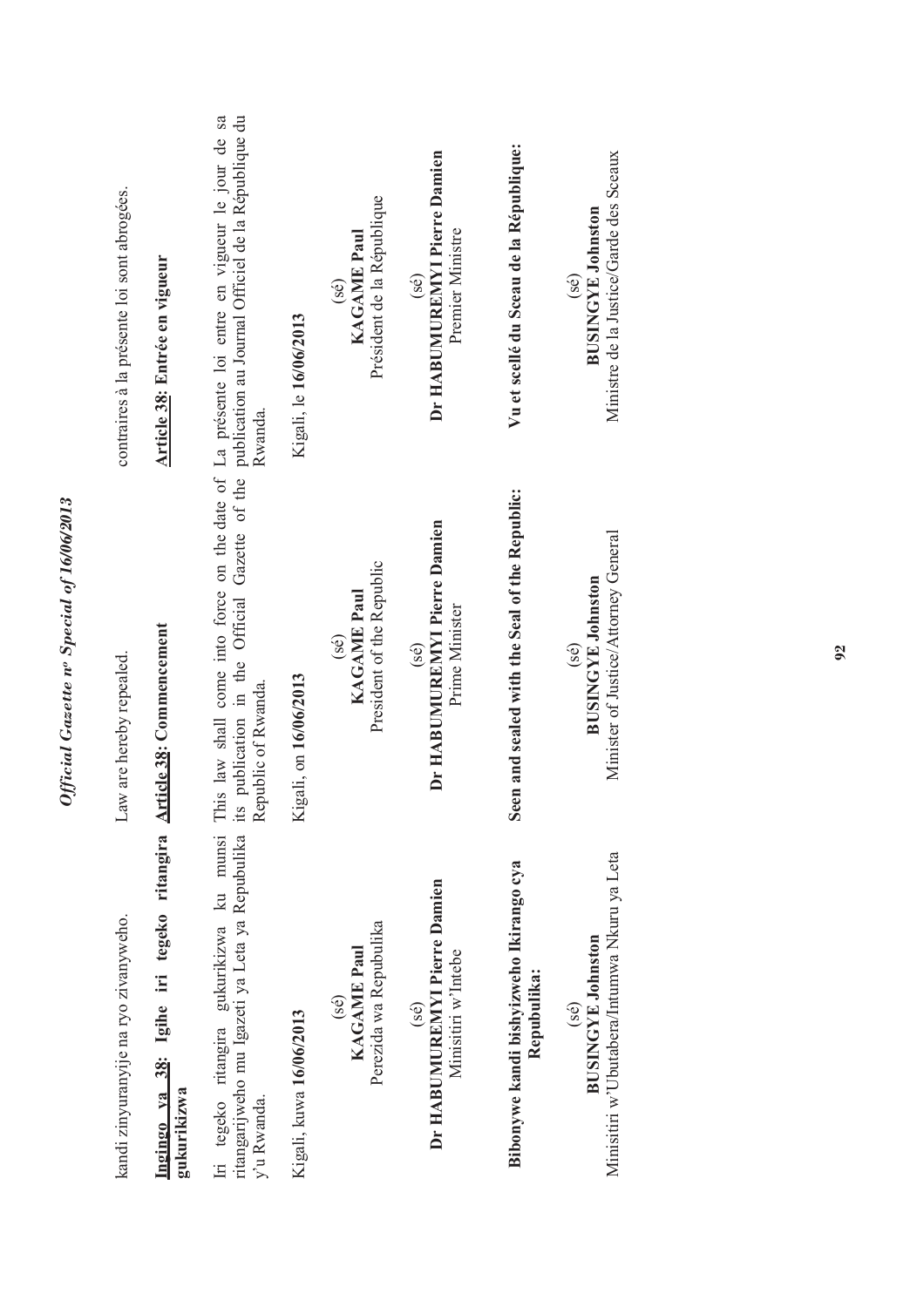kandi zinyuranyije na ryo zivanyweho.

**Ingingo ya 38: Igihe iri tegeko ritangira gukurikizwa**

Iri tegeko ritangira gukurikizwa ku munsi ritangarijweho mu Igazeti ya Leta ya Repubulika y'u Rwanda.

Kigali, kuwa **16/06/2013**

(sé)
**KAGAME Paul**
Perezida wa Repubulika

(sé)
**Dr HABUMUREMYI Pierre Damien**
Minisitiri w'Intebe

**Bibonywe kandi bishyizweho Ikirango cya Repubulika:**

(sé)
**BUSINGYE Johnston**
Minisitiri w'Ubutabera/Intumwa Nkuru ya Leta

Law are hereby repealed.

**Article 38: Commencement**

This law shall come into force on the date of its publication in the Official Gazette of the Republic of Rwanda.

Kigali, on **16/06/2013**

(sé)
**KAGAME Paul**
President of the Republic

(sé)
**Dr HABUMUREMYI Pierre Damien**
Prime Minister

**Seen and sealed with the Seal of the Republic:**

(sé)
**BUSINGYE Johnston**
Minister of Justice/Attorney General

contraires à la présente loi sont abrogées.

**Article 38: Entrée en vigueur**

La présente loi entre en vigueur le jour de sa publication au Journal Officiel de la République du Rwanda.

Kigali, le **16/06/2013**

(sé)
**KAGAME Paul**
Président de la République

(sé)
**Dr HABUMUREMYI Pierre Damien**
Premier Ministre

**Vu et scellé du Sceau de la République:**

(sé)
**BUSINGYE Johnston**
Ministre de la Justice/Garde des Sceaux